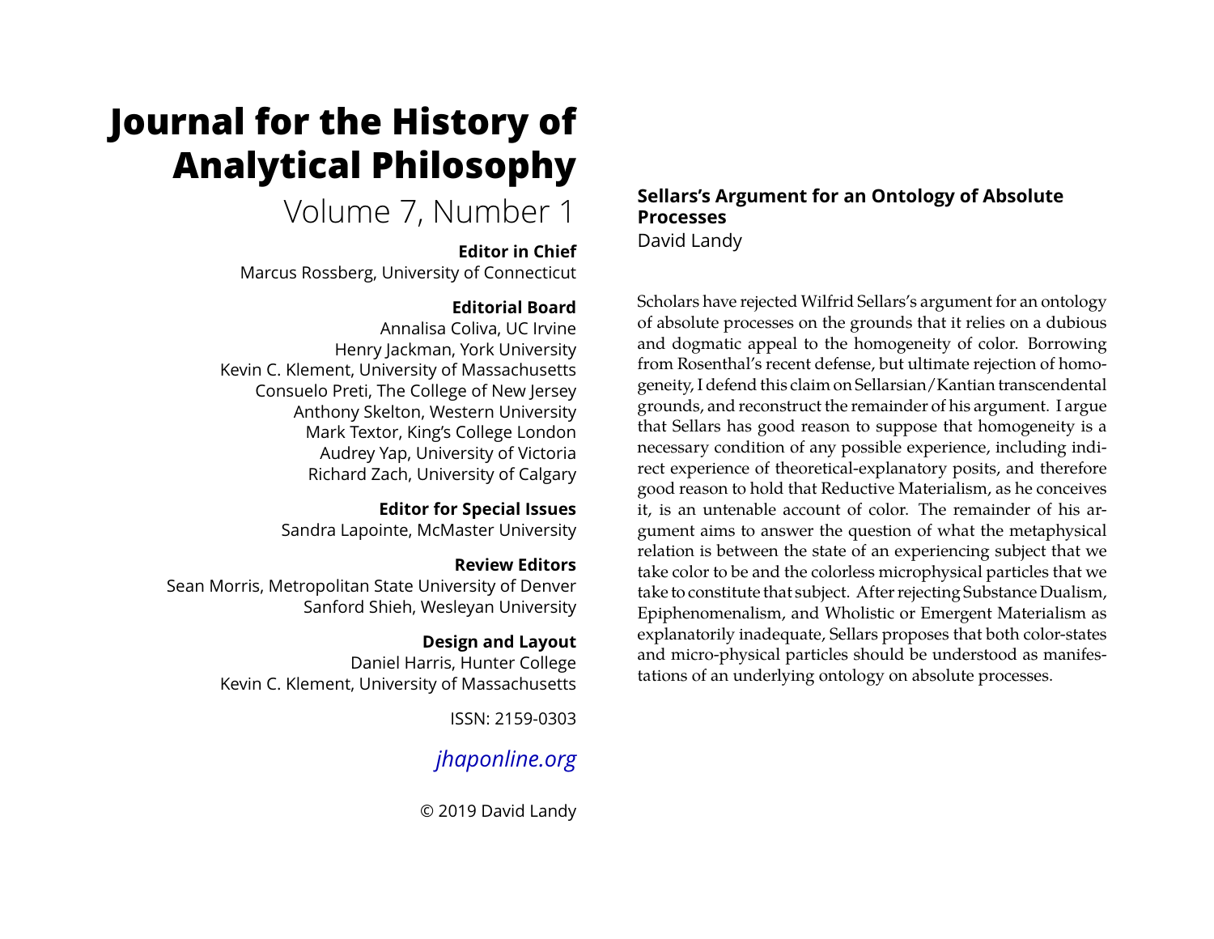# Journal for the History of Analytical Philosophy

Volume 7, Number 1

**Editor in Chief**
Marcus Rossberg, University of Connecticut

**Editorial Board**
Annalisa Coliva, UC Irvine
Henry Jackman, York University
Kevin C. Klement, University of Massachusetts
Consuelo Preti, The College of New Jersey
Anthony Skelton, Western University
Mark Textor, King's College London
Audrey Yap, University of Victoria
Richard Zach, University of Calgary

**Editor for Special Issues**
Sandra Lapointe, McMaster University

**Review Editors**
Sean Morris, Metropolitan State University of Denver
Sanford Shieh, Wesleyan University

**Design and Layout**
Daniel Harris, Hunter College
Kevin C. Klement, University of Massachusetts

ISSN: 2159-0303

*jhaponline.org*

© 2019 David Landy

## Sellars's Argument for an Ontology of Absolute Processes

David Landy

Scholars have rejected Wilfrid Sellars's argument for an ontology of absolute processes on the grounds that it relies on a dubious and dogmatic appeal to the homogeneity of color. Borrowing from Rosenthal's recent defense, but ultimate rejection of homogeneity, I defend this claim on Sellarsian/Kantian transcendental grounds, and reconstruct the remainder of his argument. I argue that Sellars has good reason to suppose that homogeneity is a necessary condition of any possible experience, including indirect experience of theoretical-explanatory posits, and therefore good reason to hold that Reductive Materialism, as he conceives it, is an untenable account of color. The remainder of his argument aims to answer the question of what the metaphysical relation is between the state of an experiencing subject that we take color to be and the colorless microphysical particles that we take to constitute that subject. After rejecting Substance Dualism, Epiphenomenalism, and Wholistic or Emergent Materialism as explanatorily inadequate, Sellars proposes that both color-states and micro-physical particles should be understood as manifestations of an underlying ontology on absolute processes.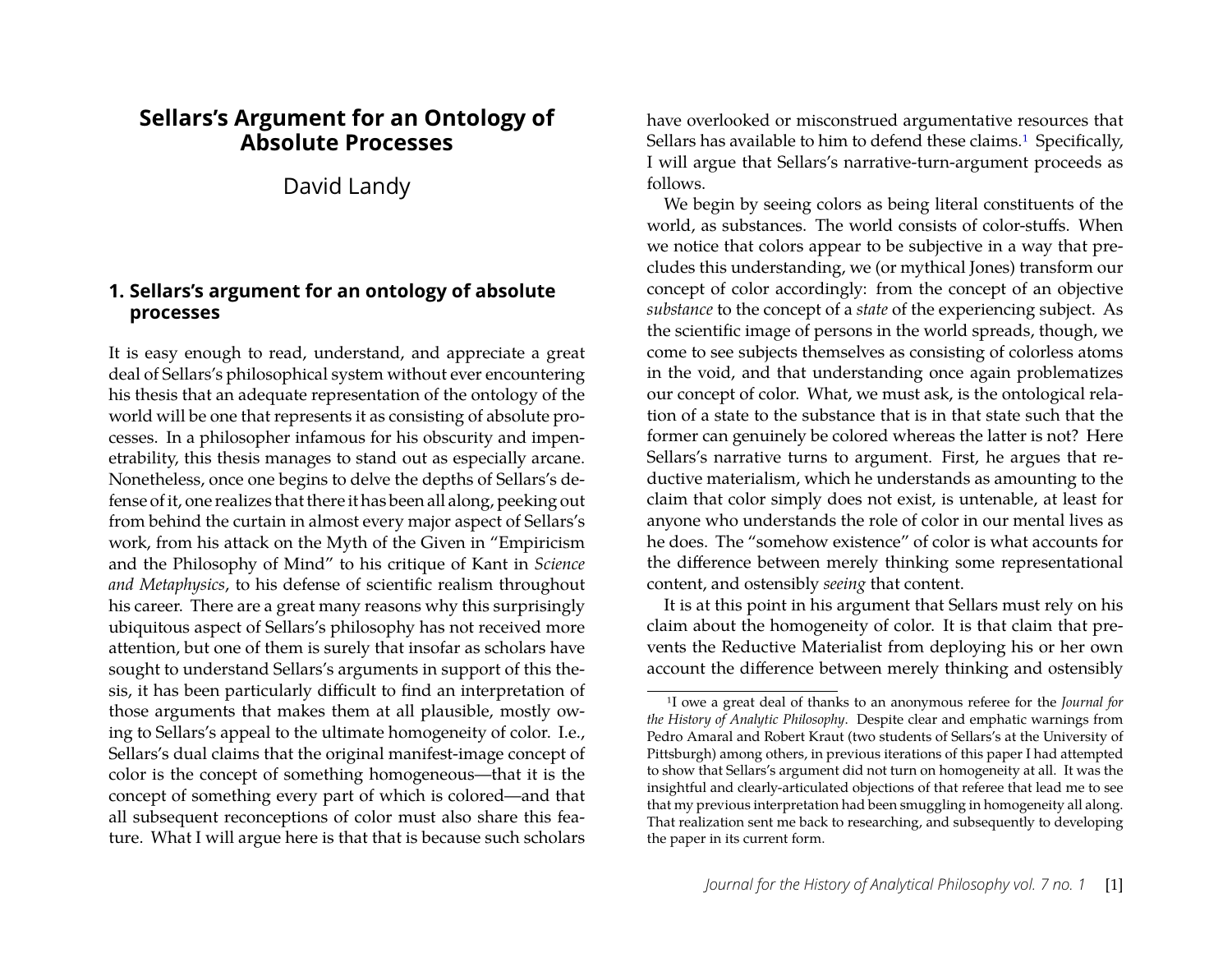# Sellars's Argument for an Ontology of Absolute Processes

David Landy

## 1. Sellars's argument for an ontology of absolute processes

It is easy enough to read, understand, and appreciate a great deal of Sellars's philosophical system without ever encountering his thesis that an adequate representation of the ontology of the world will be one that represents it as consisting of absolute processes. In a philosopher infamous for his obscurity and impenetrability, this thesis manages to stand out as especially arcane. Nonetheless, once one begins to delve the depths of Sellars's defense of it, one realizes that there it has been all along, peeking out from behind the curtain in almost every major aspect of Sellars's work, from his attack on the Myth of the Given in "Empiricism and the Philosophy of Mind" to his critique of Kant in *Science and Metaphysics*, to his defense of scientific realism throughout his career. There are a great many reasons why this surprisingly ubiquitous aspect of Sellars's philosophy has not received more attention, but one of them is surely that insofar as scholars have sought to understand Sellars's arguments in support of this thesis, it has been particularly difficult to find an interpretation of those arguments that makes them at all plausible, mostly owing to Sellars's appeal to the ultimate homogeneity of color. I.e., Sellars's dual claims that the original manifest-image concept of color is the concept of something homogeneous—that it is the concept of something every part of which is colored—and that all subsequent reconceptions of color must also share this feature. What I will argue here is that that is because such scholars have overlooked or misconstrued argumentative resources that Sellars has available to him to defend these claims.[1] Specifically, I will argue that Sellars's narrative-turn-argument proceeds as follows.

We begin by seeing colors as being literal constituents of the world, as substances. The world consists of color-stuffs. When we notice that colors appear to be subjective in a way that precludes this understanding, we (or mythical Jones) transform our concept of color accordingly: from the concept of an objective *substance* to the concept of a *state* of the experiencing subject. As the scientific image of persons in the world spreads, though, we come to see subjects themselves as consisting of colorless atoms in the void, and that understanding once again problematizes our concept of color. What, we must ask, is the ontological relation of a state to the substance that is in that state such that the former can genuinely be colored whereas the latter is not? Here Sellars's narrative turns to argument. First, he argues that reductive materialism, which he understands as amounting to the claim that color simply does not exist, is untenable, at least for anyone who understands the role of color in our mental lives as he does. The "somehow existence" of color is what accounts for the difference between merely thinking some representational content, and ostensibly *seeing* that content.

It is at this point in his argument that Sellars must rely on his claim about the homogeneity of color. It is that claim that prevents the Reductive Materialist from deploying his or her own account the difference between merely thinking and ostensibly

[1] I owe a great deal of thanks to an anonymous referee for the *Journal for the History of Analytic Philosophy*. Despite clear and emphatic warnings from Pedro Amaral and Robert Kraut (two students of Sellars's at the University of Pittsburgh) among others, in previous iterations of this paper I had attempted to show that Sellars's argument did not turn on homogeneity at all. It was the insightful and clearly-articulated objections of that referee that lead me to see that my previous interpretation had been smuggling in homogeneity all along. That realization sent me back to researching, and subsequently to developing the paper in its current form.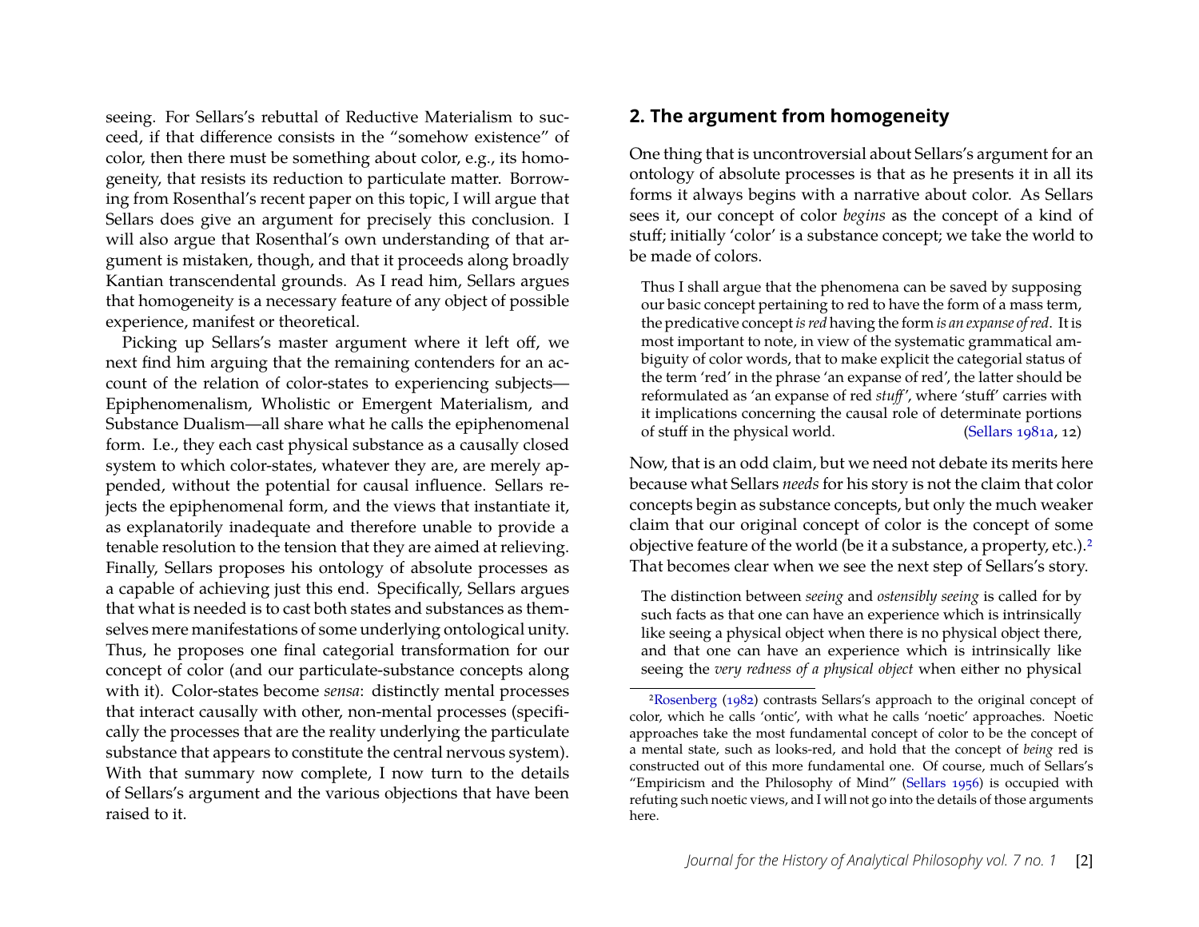seeing. For Sellars's rebuttal of Reductive Materialism to succeed, if that difference consists in the "somehow existence" of color, then there must be something about color, e.g., its homogeneity, that resists its reduction to particulate matter. Borrowing from Rosenthal's recent paper on this topic, I will argue that Sellars does give an argument for precisely this conclusion. I will also argue that Rosenthal's own understanding of that argument is mistaken, though, and that it proceeds along broadly Kantian transcendental grounds. As I read him, Sellars argues that homogeneity is a necessary feature of any object of possible experience, manifest or theoretical.

Picking up Sellars's master argument where it left off, we next find him arguing that the remaining contenders for an account of the relation of color-states to experiencing subjects—Epiphenomenalism, Wholistic or Emergent Materialism, and Substance Dualism—all share what he calls the epiphenomenal form. I.e., they each cast physical substance as a causally closed system to which color-states, whatever they are, are merely appended, without the potential for causal influence. Sellars rejects the epiphenomenal form, and the views that instantiate it, as explanatorily inadequate and therefore unable to provide a tenable resolution to the tension that they are aimed at relieving. Finally, Sellars proposes his ontology of absolute processes as a capable of achieving just this end. Specifically, Sellars argues that what is needed is to cast both states and substances as themselves mere manifestations of some underlying ontological unity. Thus, he proposes one final categorial transformation for our concept of color (and our particulate-substance concepts along with it). Color-states become *sensa*: distinctly mental processes that interact causally with other, non-mental processes (specifically the processes that are the reality underlying the particulate substance that appears to constitute the central nervous system). With that summary now complete, I now turn to the details of Sellars's argument and the various objections that have been raised to it.

## 2. The argument from homogeneity

One thing that is uncontroversial about Sellars's argument for an ontology of absolute processes is that as he presents it in all its forms it always begins with a narrative about color. As Sellars sees it, our concept of color *begins* as the concept of a kind of stuff; initially 'color' is a substance concept; we take the world to be made of colors.

> Thus I shall argue that the phenomena can be saved by supposing our basic concept pertaining to red to have the form of a mass term, the predicative concept *is red* having the form *is an expanse of red*. It is most important to note, in view of the systematic grammatical ambiguity of color words, that to make explicit the categorial status of the term 'red' in the phrase 'an expanse of red', the latter should be reformulated as 'an expanse of red *stuff*', where 'stuff' carries with it implications concerning the causal role of determinate portions of stuff in the physical world. (Sellars 1981a, 12)

Now, that is an odd claim, but we need not debate its merits here because what Sellars *needs* for his story is not the claim that color concepts begin as substance concepts, but only the much weaker claim that our original concept of color is the concept of some objective feature of the world (be it a substance, a property, etc.).[2] That becomes clear when we see the next step of Sellars's story.

> The distinction between *seeing* and *ostensibly seeing* is called for by such facts as that one can have an experience which is intrinsically like seeing a physical object when there is no physical object there, and that one can have an experience which is intrinsically like seeing the *very redness of a physical object* when either no physical

[2] Rosenberg (1982) contrasts Sellars's approach to the original concept of color, which he calls 'ontic', with what he calls 'noetic' approaches. Noetic approaches take the most fundamental concept of color to be the concept of a mental state, such as looks-red, and hold that the concept of *being* red is constructed out of this more fundamental one. Of course, much of Sellars's "Empiricism and the Philosophy of Mind" (Sellars 1956) is occupied with refuting such noetic views, and I will not go into the details of those arguments here.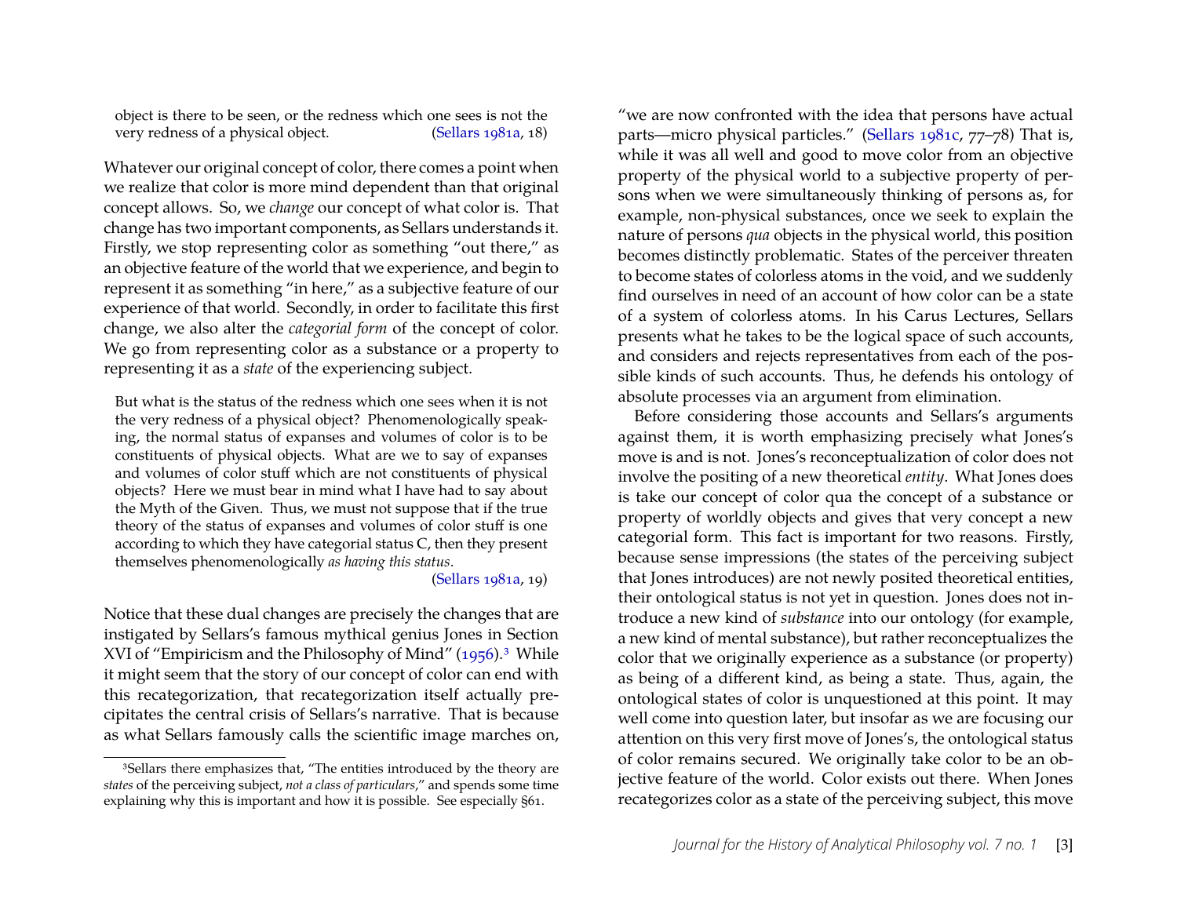> object is there to be seen, or the redness which one sees is not the very redness of a physical object. (Sellars 1981a, 18)

Whatever our original concept of color, there comes a point when we realize that color is more mind dependent than that original concept allows. So, we *change* our concept of what color is. That change has two important components, as Sellars understands it. Firstly, we stop representing color as something "out there," as an objective feature of the world that we experience, and begin to represent it as something "in here," as a subjective feature of our experience of that world. Secondly, in order to facilitate this first change, we also alter the *categorial form* of the concept of color. We go from representing color as a substance or a property to representing it as a *state* of the experiencing subject.

> But what is the status of the redness which one sees when it is not the very redness of a physical object? Phenomenologically speaking, the normal status of expanses and volumes of color is to be constituents of physical objects. What are we to say of expanses and volumes of color stuff which are not constituents of physical objects? Here we must bear in mind what I have had to say about the Myth of the Given. Thus, we must not suppose that if the true theory of the status of expanses and volumes of color stuff is one according to which they have categorial status C, then they present themselves phenomenologically *as having this status*. (Sellars 1981a, 19)

Notice that these dual changes are precisely the changes that are instigated by Sellars's famous mythical genius Jones in Section XVI of "Empiricism and the Philosophy of Mind" (1956).[3] While it might seem that the story of our concept of color can end with this recategorization, that recategorization itself actually precipitates the central crisis of Sellars's narrative. That is because as what Sellars famously calls the scientific image marches on, "we are now confronted with the idea that persons have actual parts—micro physical particles." (Sellars 1981c, 77–78) That is, while it was all well and good to move color from an objective property of the physical world to a subjective property of persons when we were simultaneously thinking of persons as, for example, non-physical substances, once we seek to explain the nature of persons *qua* objects in the physical world, this position becomes distinctly problematic. States of the perceiver threaten to become states of colorless atoms in the void, and we suddenly find ourselves in need of an account of how color can be a state of a system of colorless atoms. In his Carus Lectures, Sellars presents what he takes to be the logical space of such accounts, and considers and rejects representatives from each of the possible kinds of such accounts. Thus, he defends his ontology of absolute processes via an argument from elimination.

Before considering those accounts and Sellars's arguments against them, it is worth emphasizing precisely what Jones's move is and is not. Jones's reconceptualization of color does not involve the positing of a new theoretical *entity*. What Jones does is take our concept of color qua the concept of a substance or property of worldly objects and gives that very concept a new categorial form. This fact is important for two reasons. Firstly, because sense impressions (the states of the perceiving subject that Jones introduces) are not newly posited theoretical entities, their ontological status is not yet in question. Jones does not introduce a new kind of *substance* into our ontology (for example, a new kind of mental substance), but rather reconceptualizes the color that we originally experience as a substance (or property) as being of a different kind, as being a state. Thus, again, the ontological states of color is unquestioned at this point. It may well come into question later, but insofar as we are focusing our attention on this very first move of Jones's, the ontological status of color remains secured. We originally take color to be an objective feature of the world. Color exists out there. When Jones recategorizes color as a state of the perceiving subject, this move

[3] Sellars there emphasizes that, "The entities introduced by the theory are *states* of the perceiving subject, *not a class of particulars*," and spends some time explaining why this is important and how it is possible. See especially §61.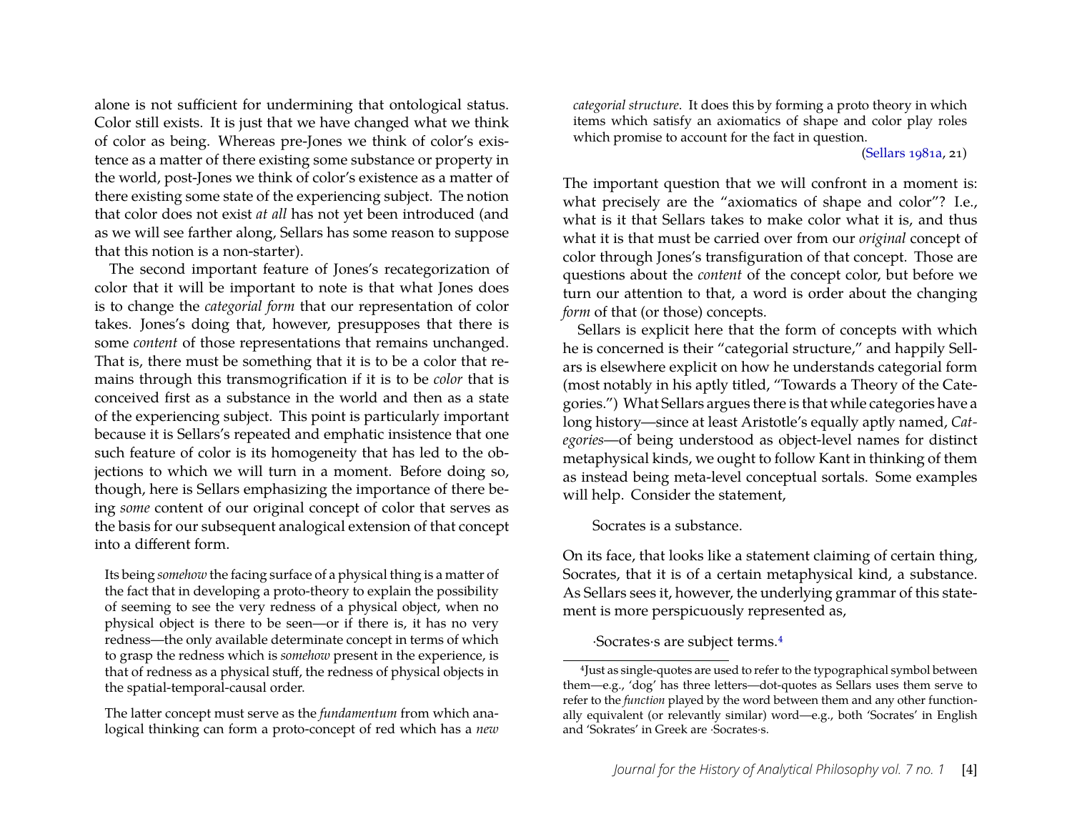alone is not sufficient for undermining that ontological status. Color still exists. It is just that we have changed what we think of color as being. Whereas pre-Jones we think of color's existence as a matter of there existing some substance or property in the world, post-Jones we think of color's existence as a matter of there existing some state of the experiencing subject. The notion that color does not exist *at all* has not yet been introduced (and as we will see farther along, Sellars has some reason to suppose that this notion is a non-starter).

The second important feature of Jones's recategorization of color that it will be important to note is that what Jones does is to change the *categorial form* that our representation of color takes. Jones's doing that, however, presupposes that there is some *content* of those representations that remains unchanged. That is, there must be something that it is to be a color that remains through this transmogrification if it is to be *color* that is conceived first as a substance in the world and then as a state of the experiencing subject. This point is particularly important because it is Sellars's repeated and emphatic insistence that one such feature of color is its homogeneity that has led to the objections to which we will turn in a moment. Before doing so, though, here is Sellars emphasizing the importance of there being *some* content of our original concept of color that serves as the basis for our subsequent analogical extension of that concept into a different form.

> Its being *somehow* the facing surface of a physical thing is a matter of the fact that in developing a proto-theory to explain the possibility of seeming to see the very redness of a physical object, when no physical object is there to be seen—or if there is, it has no very redness—the only available determinate concept in terms of which to grasp the redness which is *somehow* present in the experience, is that of redness as a physical stuff, the redness of physical objects in the spatial-temporal-causal order.
>
> The latter concept must serve as the *fundamentum* from which analogical thinking can form a proto-concept of red which has a *new categorial structure*. It does this by forming a proto theory in which items which satisfy an axiomatics of shape and color play roles which promise to account for the fact in question.
>
> (Sellars 1981a, 21)

The important question that we will confront in a moment is: what precisely are the "axiomatics of shape and color"? I.e., what is it that Sellars takes to make color what it is, and thus what it is that must be carried over from our *original* concept of color through Jones's transfiguration of that concept. Those are questions about the *content* of the concept color, but before we turn our attention to that, a word is order about the changing *form* of that (or those) concepts.

Sellars is explicit here that the form of concepts with which he is concerned is their "categorial structure," and happily Sellars is elsewhere explicit on how he understands categorial form (most notably in his aptly titled, "Towards a Theory of the Categories.") What Sellars argues there is that while categories have a long history—since at least Aristotle's equally aptly named, *Categories*—of being understood as object-level names for distinct metaphysical kinds, we ought to follow Kant in thinking of them as instead being meta-level conceptual sortals. Some examples will help. Consider the statement,

> Socrates is a substance.

On its face, that looks like a statement claiming of certain thing, Socrates, that it is of a certain metaphysical kind, a substance. As Sellars sees it, however, the underlying grammar of this statement is more perspicuously represented as,

> ·Socrates·s are subject terms.[4]

[4] Just as single-quotes are used to refer to the typographical symbol between them—e.g., 'dog' has three letters—dot-quotes as Sellars uses them serve to refer to the *function* played by the word between them and any other functionally equivalent (or relevantly similar) word—e.g., both 'Socrates' in English and 'Sokrates' in Greek are ·Socrates·s.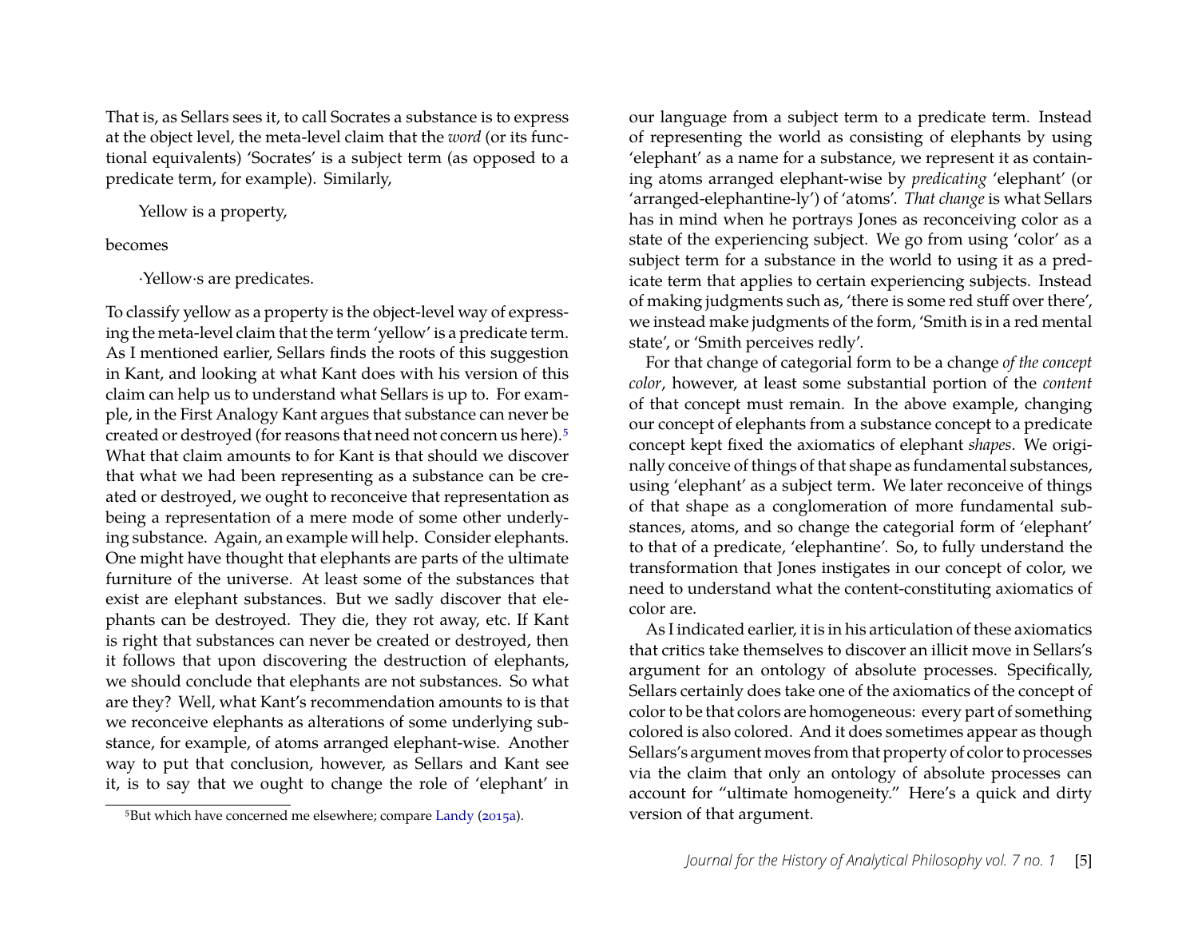That is, as Sellars sees it, to call Socrates a substance is to express at the object level, the meta-level claim that the *word* (or its functional equivalents) 'Socrates' is a subject term (as opposed to a predicate term, for example). Similarly,

> Yellow is a property,

becomes

> ·Yellow·s are predicates.

To classify yellow as a property is the object-level way of expressing the meta-level claim that the term 'yellow' is a predicate term. As I mentioned earlier, Sellars finds the roots of this suggestion in Kant, and looking at what Kant does with his version of this claim can help us to understand what Sellars is up to. For example, in the First Analogy Kant argues that substance can never be created or destroyed (for reasons that need not concern us here).[5] What that claim amounts to for Kant is that should we discover that what we had been representing as a substance can be created or destroyed, we ought to reconceive that representation as being a representation of a mere mode of some other underlying substance. Again, an example will help. Consider elephants. One might have thought that elephants are parts of the ultimate furniture of the universe. At least some of the substances that exist are elephant substances. But we sadly discover that elephants can be destroyed. They die, they rot away, etc. If Kant is right that substances can never be created or destroyed, then it follows that upon discovering the destruction of elephants, we should conclude that elephants are not substances. So what are they? Well, what Kant's recommendation amounts to is that we reconceive elephants as alterations of some underlying substance, for example, of atoms arranged elephant-wise. Another way to put that conclusion, however, as Sellars and Kant see it, is to say that we ought to change the role of 'elephant' in our language from a subject term to a predicate term. Instead of representing the world as consisting of elephants by using 'elephant' as a name for a substance, we represent it as containing atoms arranged elephant-wise by *predicating* 'elephant' (or 'arranged-elephantine-ly') of 'atoms'. *That change* is what Sellars has in mind when he portrays Jones as reconceiving color as a state of the experiencing subject. We go from using 'color' as a subject term for a substance in the world to using it as a predicate term that applies to certain experiencing subjects. Instead of making judgments such as, 'there is some red stuff over there', we instead make judgments of the form, 'Smith is in a red mental state', or 'Smith perceives redly'.

For that change of categorial form to be a change *of the concept color*, however, at least some substantial portion of the *content* of that concept must remain. In the above example, changing our concept of elephants from a substance concept to a predicate concept kept fixed the axiomatics of elephant *shapes*. We originally conceive of things of that shape as fundamental substances, using 'elephant' as a subject term. We later reconceive of things of that shape as a conglomeration of more fundamental substances, atoms, and so change the categorial form of 'elephant' to that of a predicate, 'elephantine'. So, to fully understand the transformation that Jones instigates in our concept of color, we need to understand what the content-constituting axiomatics of color are.

As I indicated earlier, it is in his articulation of these axiomatics that critics take themselves to discover an illicit move in Sellars's argument for an ontology of absolute processes. Specifically, Sellars certainly does take one of the axiomatics of the concept of color to be that colors are homogeneous: every part of something colored is also colored. And it does sometimes appear as though Sellars's argument moves from that property of color to processes via the claim that only an ontology of absolute processes can account for "ultimate homogeneity." Here's a quick and dirty version of that argument.

[5] But which have concerned me elsewhere; compare Landy (2015a).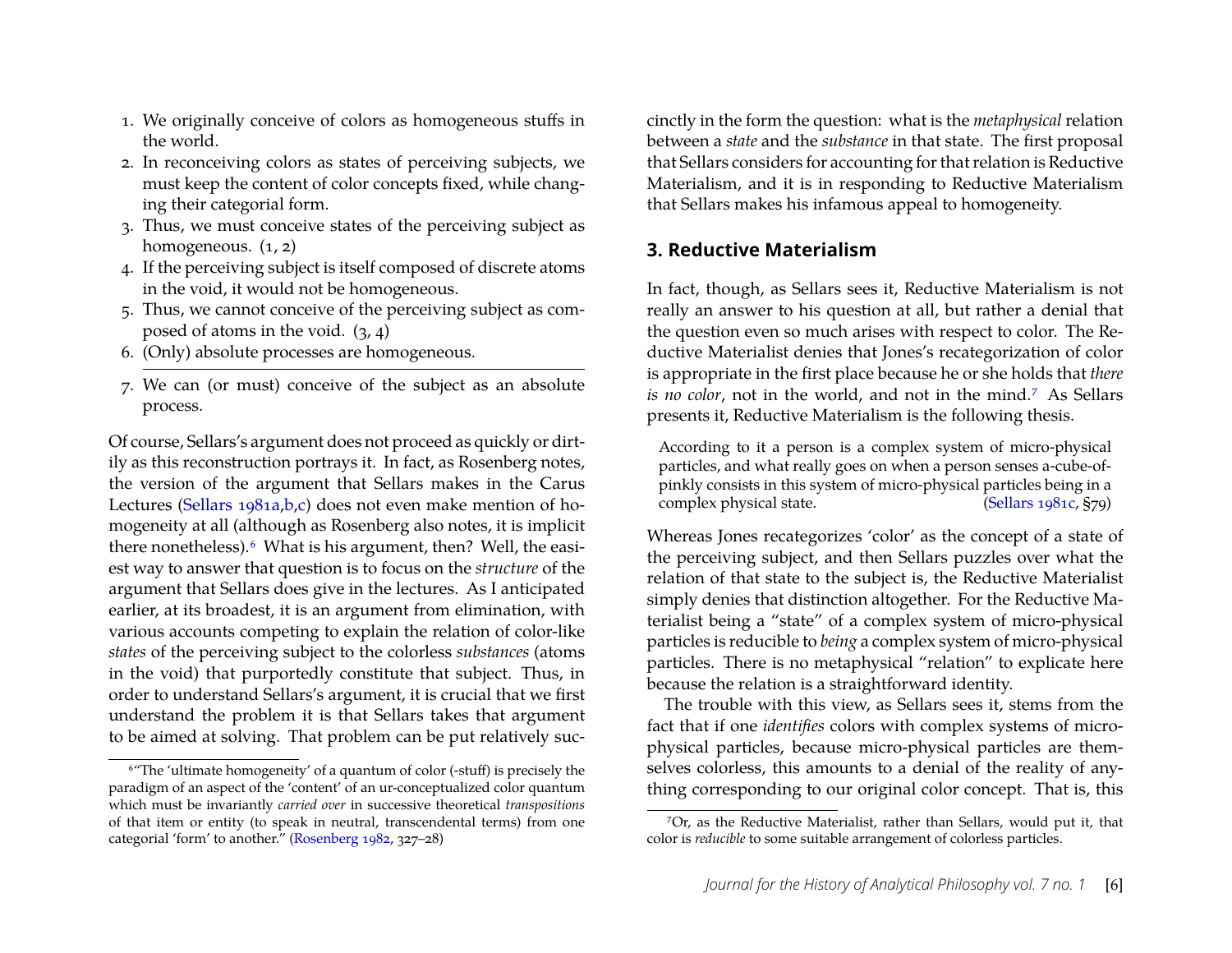1. We originally conceive of colors as homogeneous stuffs in the world.
2. In reconceiving colors as states of perceiving subjects, we must keep the content of color concepts fixed, while changing their categorial form.
3. Thus, we must conceive states of the perceiving subject as homogeneous. (1, 2)
4. If the perceiving subject is itself composed of discrete atoms in the void, it would not be homogeneous.
5. Thus, we cannot conceive of the perceiving subject as composed of atoms in the void. (3, 4)
6. (Only) absolute processes are homogeneous.

---

7. We can (or must) conceive of the subject as an absolute process.

Of course, Sellars's argument does not proceed as quickly or dirtily as this reconstruction portrays it. In fact, as Rosenberg notes, the version of the argument that Sellars makes in the Carus Lectures (Sellars 1981a,b,c) does not even make mention of homogeneity at all (although as Rosenberg also notes, it is implicit there nonetheless).[6] What is his argument, then? Well, the easiest way to answer that question is to focus on the *structure* of the argument that Sellars does give in the lectures. As I anticipated earlier, at its broadest, it is an argument from elimination, with various accounts competing to explain the relation of color-like *states* of the perceiving subject to the colorless *substances* (atoms in the void) that purportedly constitute that subject. Thus, in order to understand Sellars's argument, it is crucial that we first understand the problem it is that Sellars takes that argument to be aimed at solving. That problem can be put relatively succinctly in the form the question: what is the *metaphysical* relation between a *state* and the *substance* in that state. The first proposal that Sellars considers for accounting for that relation is Reductive Materialism, and it is in responding to Reductive Materialism that Sellars makes his infamous appeal to homogeneity.

## 3. Reductive Materialism

In fact, though, as Sellars sees it, Reductive Materialism is not really an answer to his question at all, but rather a denial that the question even so much arises with respect to color. The Reductive Materialist denies that Jones's recategorization of color is appropriate in the first place because he or she holds that *there is no color*, not in the world, and not in the mind.[7] As Sellars presents it, Reductive Materialism is the following thesis.

> According to it a person is a complex system of micro-physical particles, and what really goes on when a person senses a-cube-of-pinkly consists in this system of micro-physical particles being in a complex physical state. (Sellars 1981c, §79)

Whereas Jones recategorizes 'color' as the concept of a state of the perceiving subject, and then Sellars puzzles over what the relation of that state to the subject is, the Reductive Materialist simply denies that distinction altogether. For the Reductive Materialist being a "state" of a complex system of micro-physical particles is reducible to *being* a complex system of micro-physical particles. There is no metaphysical "relation" to explicate here because the relation is a straightforward identity.

The trouble with this view, as Sellars sees it, stems from the fact that if one *identifies* colors with complex systems of micro-physical particles, because micro-physical particles are themselves colorless, this amounts to a denial of the reality of anything corresponding to our original color concept. That is, this

---

[6] "The 'ultimate homogeneity' of a quantum of color (-stuff) is precisely the paradigm of an aspect of the 'content' of an ur-conceptualized color quantum which must be invariantly *carried over* in successive theoretical *transpositions* of that item or entity (to speak in neutral, transcendental terms) from one categorial 'form' to another." (Rosenberg 1982, 327–28)

[7] Or, as the Reductive Materialist, rather than Sellars, would put it, that color is *reducible* to some suitable arrangement of colorless particles.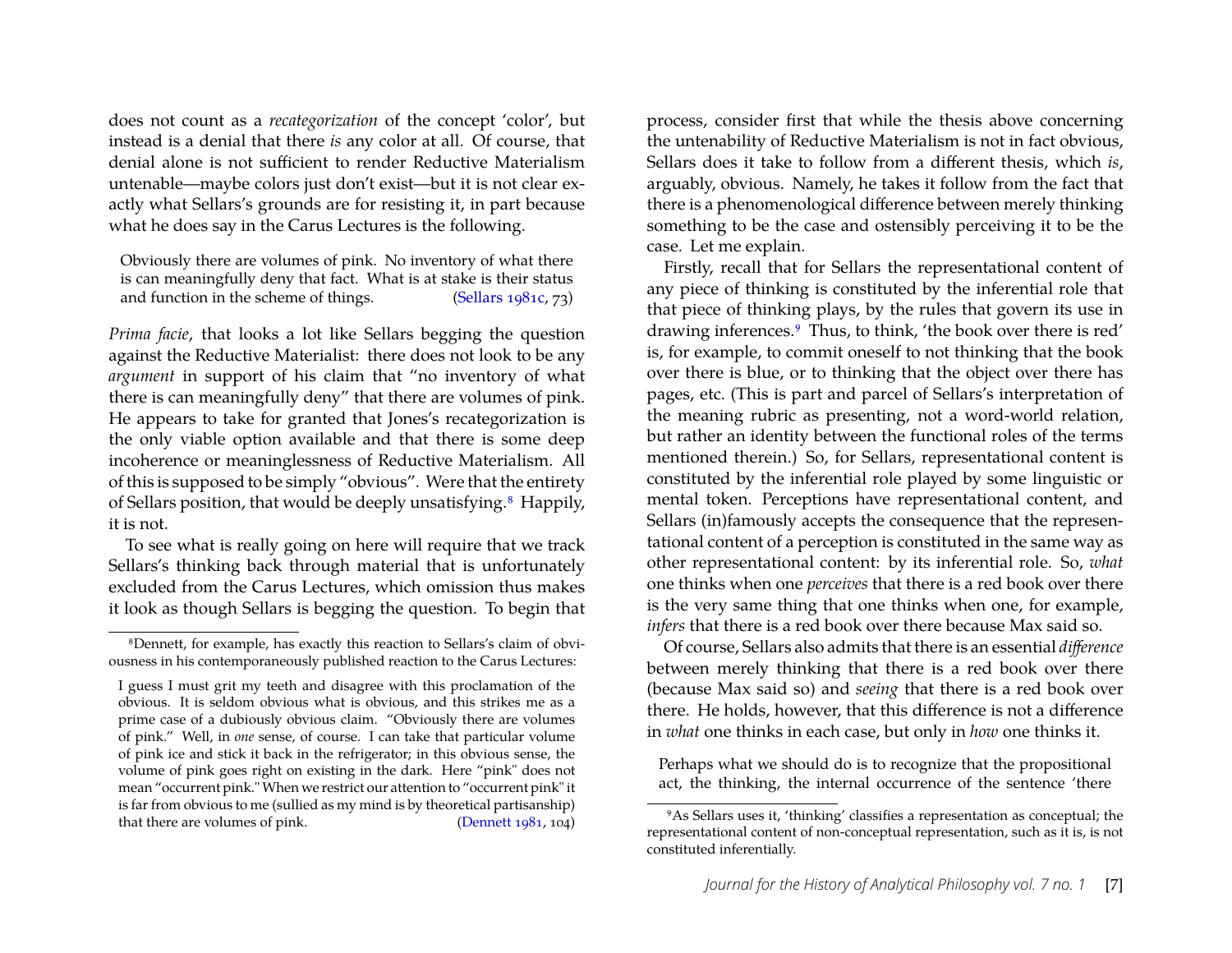does not count as a *recategorization* of the concept 'color', but instead is a denial that there *is* any color at all. Of course, that denial alone is not sufficient to render Reductive Materialism untenable—maybe colors just don't exist—but it is not clear exactly what Sellars's grounds are for resisting it, in part because what he does say in the Carus Lectures is the following.

> Obviously there are volumes of pink. No inventory of what there is can meaningfully deny that fact. What is at stake is their status and function in the scheme of things. (Sellars 1981c, 73)

*Prima facie*, that looks a lot like Sellars begging the question against the Reductive Materialist: there does not look to be any *argument* in support of his claim that "no inventory of what there is can meaningfully deny" that there are volumes of pink. He appears to take for granted that Jones's recategorization is the only viable option available and that there is some deep incoherence or meaninglessness of Reductive Materialism. All of this is supposed to be simply "obvious". Were that the entirety of Sellars position, that would be deeply unsatisfying.[8] Happily, it is not.

To see what is really going on here will require that we track Sellars's thinking back through material that is unfortunately excluded from the Carus Lectures, which omission thus makes it look as though Sellars is begging the question. To begin that process, consider first that while the thesis above concerning the untenability of Reductive Materialism is not in fact obvious, Sellars does it take to follow from a different thesis, which *is*, arguably, obvious. Namely, he takes it follow from the fact that there is a phenomenological difference between merely thinking something to be the case and ostensibly perceiving it to be the case. Let me explain.

Firstly, recall that for Sellars the representational content of any piece of thinking is constituted by the inferential role that that piece of thinking plays, by the rules that govern its use in drawing inferences.[9] Thus, to think, 'the book over there is red' is, for example, to commit oneself to not thinking that the book over there is blue, or to thinking that the object over there has pages, etc. (This is part and parcel of Sellars's interpretation of the meaning rubric as presenting, not a word-world relation, but rather an identity between the functional roles of the terms mentioned therein.) So, for Sellars, representational content is constituted by the inferential role played by some linguistic or mental token. Perceptions have representational content, and Sellars (in)famously accepts the consequence that the representational content of a perception is constituted in the same way as other representational content: by its inferential role. So, *what* one thinks when one *perceives* that there is a red book over there is the very same thing that one thinks when one, for example, *infers* that there is a red book over there because Max said so.

Of course, Sellars also admits that there is an essential *difference* between merely thinking that there is a red book over there (because Max said so) and *seeing* that there is a red book over there. He holds, however, that this difference is not a difference in *what* one thinks in each case, but only in *how* one thinks it.

> Perhaps what we should do is to recognize that the propositional act, the thinking, the internal occurrence of the sentence 'there

---

[8] Dennett, for example, has exactly this reaction to Sellars's claim of obviousness in his contemporaneously published reaction to the Carus Lectures:

> I guess I must grit my teeth and disagree with this proclamation of the obvious. It is seldom obvious what is obvious, and this strikes me as a prime case of a dubiously obvious claim. "Obviously there are volumes of pink." Well, in *one* sense, of course. I can take that particular volume of pink ice and stick it back in the refrigerator; in this obvious sense, the volume of pink goes right on existing in the dark. Here "pink" does not mean "occurrent pink." When we restrict our attention to "occurrent pink" it is far from obvious to me (sullied as my mind is by theoretical partisanship) that there are volumes of pink. (Dennett 1981, 104)

[9] As Sellars uses it, 'thinking' classifies a representation as conceptual; the representational content of non-conceptual representation, such as it is, is not constituted inferentially.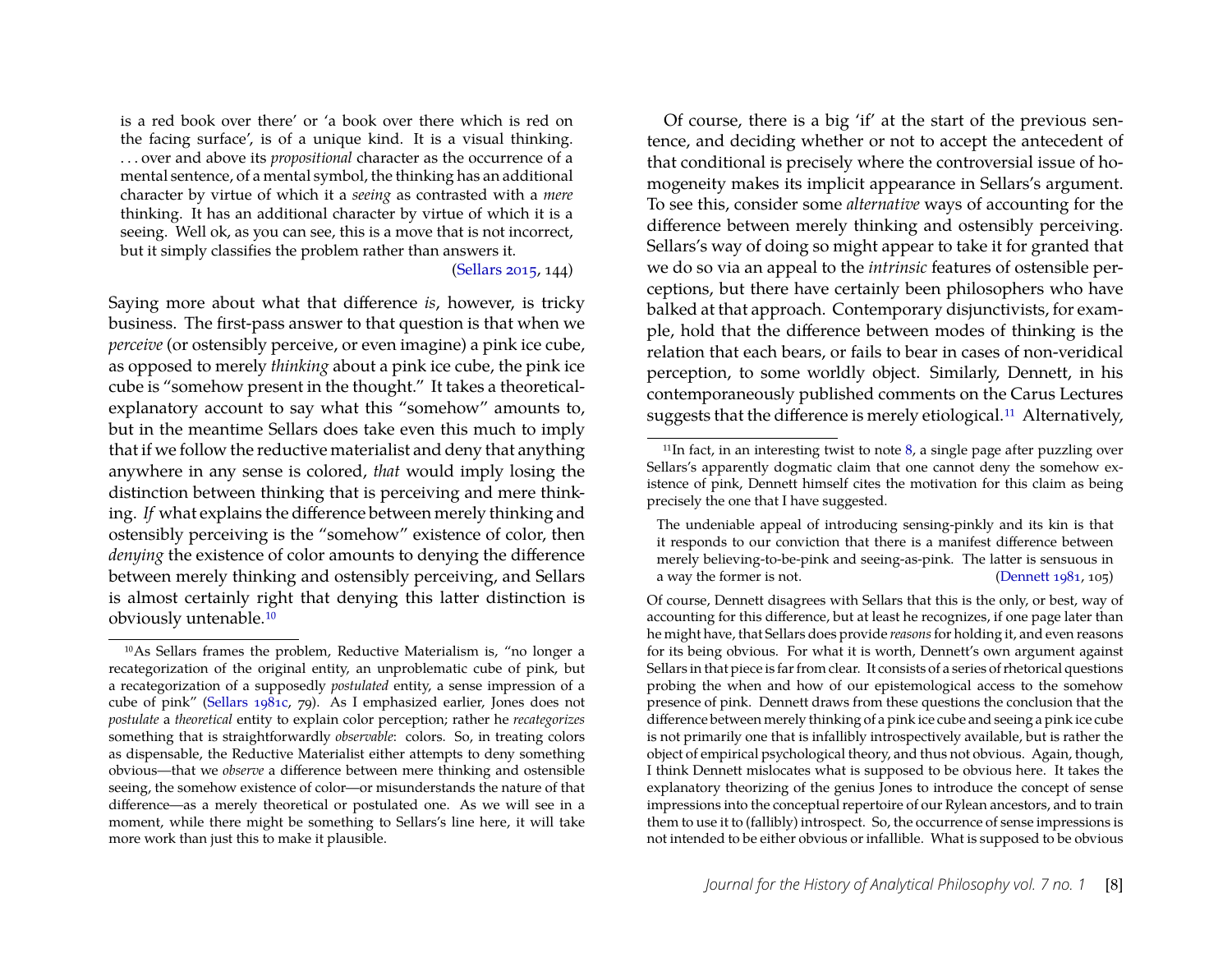> is a red book over there' or 'a book over there which is red on the facing surface', is of a unique kind. It is a visual thinking. . . . over and above its *propositional* character as the occurrence of a mental sentence, of a mental symbol, the thinking has an additional character by virtue of which it a *seeing* as contrasted with a *mere* thinking. It has an additional character by virtue of which it is a seeing. Well ok, as you can see, this is a move that is not incorrect, but it simply classifies the problem rather than answers it. (Sellars 2015, 144)

Saying more about what that difference *is*, however, is tricky business. The first-pass answer to that question is that when we *perceive* (or ostensibly perceive, or even imagine) a pink ice cube, as opposed to merely *thinking* about a pink ice cube, the pink ice cube is "somehow present in the thought." It takes a theoretical-explanatory account to say what this "somehow" amounts to, but in the meantime Sellars does take even this much to imply that if we follow the reductive materialist and deny that anything anywhere in any sense is colored, *that* would imply losing the distinction between thinking that is perceiving and mere thinking. *If* what explains the difference between merely thinking and ostensibly perceiving is the "somehow" existence of color, then *denying* the existence of color amounts to denying the difference between merely thinking and ostensibly perceiving, and Sellars is almost certainly right that denying this latter distinction is obviously untenable.[10]

Of course, there is a big 'if' at the start of the previous sentence, and deciding whether or not to accept the antecedent of that conditional is precisely where the controversial issue of homogeneity makes its implicit appearance in Sellars's argument. To see this, consider some *alternative* ways of accounting for the difference between merely thinking and ostensibly perceiving. Sellars's way of doing so might appear to take it for granted that we do so via an appeal to the *intrinsic* features of ostensible perceptions, but there have certainly been philosophers who have balked at that approach. Contemporary disjunctivists, for example, hold that the difference between modes of thinking is the relation that each bears, or fails to bear in cases of non-veridical perception, to some worldly object. Similarly, Dennett, in his contemporaneously published comments on the Carus Lectures suggests that the difference is merely etiological.[11] Alternatively,

---

[10]As Sellars frames the problem, Reductive Materialism is, "no longer a recategorization of the original entity, an unproblematic cube of pink, but a recategorization of a supposedly *postulated* entity, a sense impression of a cube of pink" (Sellars 1981c, 79). As I emphasized earlier, Jones does not *postulate* a *theoretical* entity to explain color perception; rather he *recategorizes* something that is straightforwardly *observable*: colors. So, in treating colors as dispensable, the Reductive Materialist either attempts to deny something obvious—that we *observe* a difference between mere thinking and ostensible seeing, the somehow existence of color—or misunderstands the nature of that difference—as a merely theoretical or postulated one. As we will see in a moment, while there might be something to Sellars's line here, it will take more work than just this to make it plausible.

[11]In fact, in an interesting twist to note 8, a single page after puzzling over Sellars's apparently dogmatic claim that one cannot deny the somehow existence of pink, Dennett himself cites the motivation for this claim as being precisely the one that I have suggested.

> The undeniable appeal of introducing sensing-pinkly and its kin is that it responds to our conviction that there is a manifest difference between merely believing-to-be-pink and seeing-as-pink. The latter is sensuous in a way the former is not. (Dennett 1981, 105)

Of course, Dennett disagrees with Sellars that this is the only, or best, way of accounting for this difference, but at least he recognizes, if one page later than he might have, that Sellars does provide *reasons* for holding it, and even reasons for its being obvious. For what it is worth, Dennett's own argument against Sellars in that piece is far from clear. It consists of a series of rhetorical questions probing the when and how of our epistemological access to the somehow presence of pink. Dennett draws from these questions the conclusion that the difference between merely thinking of a pink ice cube and seeing a pink ice cube is not primarily one that is infallibly introspectively available, but is rather the object of empirical psychological theory, and thus not obvious. Again, though, I think Dennett mislocates what is supposed to be obvious here. It takes the explanatory theorizing of the genius Jones to introduce the concept of sense impressions into the conceptual repertoire of our Rylean ancestors, and to train them to use it to (fallibly) introspect. So, the occurrence of sense impressions is not intended to be either obvious or infallible. What is supposed to be obvious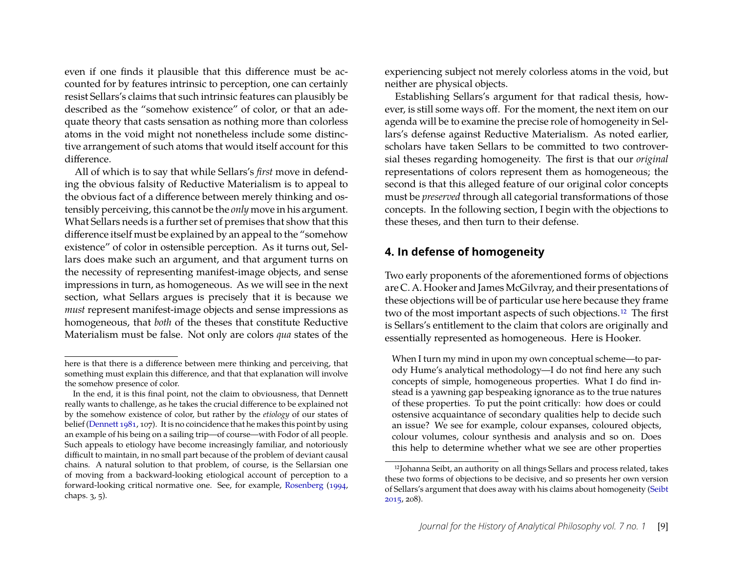even if one finds it plausible that this difference must be accounted for by features intrinsic to perception, one can certainly resist Sellars's claims that such intrinsic features can plausibly be described as the "somehow existence" of color, or that an adequate theory that casts sensation as nothing more than colorless atoms in the void might not nonetheless include some distinctive arrangement of such atoms that would itself account for this difference.

All of which is to say that while Sellars's *first* move in defending the obvious falsity of Reductive Materialism is to appeal to the obvious fact of a difference between merely thinking and ostensibly perceiving, this cannot be the *only* move in his argument. What Sellars needs is a further set of premises that show that this difference itself must be explained by an appeal to the "somehow existence" of color in ostensible perception. As it turns out, Sellars does make such an argument, and that argument turns on the necessity of representing manifest-image objects, and sense impressions in turn, as homogeneous. As we will see in the next section, what Sellars argues is precisely that it is because we *must* represent manifest-image objects and sense impressions as homogeneous, that *both* of the theses that constitute Reductive Materialism must be false. Not only are colors *qua* states of the experiencing subject not merely colorless atoms in the void, but neither are physical objects.

Establishing Sellars's argument for that radical thesis, however, is still some ways off. For the moment, the next item on our agenda will be to examine the precise role of homogeneity in Sellars's defense against Reductive Materialism. As noted earlier, scholars have taken Sellars to be committed to two controversial theses regarding homogeneity. The first is that our *original* representations of colors represent them as homogeneous; the second is that this alleged feature of our original color concepts must be *preserved* through all categorial transformations of those concepts. In the following section, I begin with the objections to these theses, and then turn to their defense.

## 4. In defense of homogeneity

Two early proponents of the aforementioned forms of objections are C. A. Hooker and James McGilvray, and their presentations of these objections will be of particular use here because they frame two of the most important aspects of such objections.[12] The first is Sellars's entitlement to the claim that colors are originally and essentially represented as homogeneous. Here is Hooker.

> When I turn my mind in upon my own conceptual scheme—to parody Hume's analytical methodology—I do not find here any such concepts of simple, homogeneous properties. What I do find instead is a yawning gap bespeaking ignorance as to the true natures of these properties. To put the point critically: how does or could ostensive acquaintance of secondary qualities help to decide such an issue? We see for example, colour expanses, coloured objects, colour volumes, colour synthesis and analysis and so on. Does this help to determine whether what we see are other properties

---

here is that there is a difference between mere thinking and perceiving, that something must explain this difference, and that that explanation will involve the somehow presence of color.

In the end, it is this final point, not the claim to obviousness, that Dennett really wants to challenge, as he takes the crucial difference to be explained not by the somehow existence of color, but rather by the *etiology* of our states of belief (Dennett 1981, 107). It is no coincidence that he makes this point by using an example of his being on a sailing trip—of course—with Fodor of all people. Such appeals to etiology have become increasingly familiar, and notoriously difficult to maintain, in no small part because of the problem of deviant causal chains. A natural solution to that problem, of course, is the Sellarsian one of moving from a backward-looking etiological account of perception to a forward-looking critical normative one. See, for example, Rosenberg (1994, chaps. 3, 5).

[12] Johanna Seibt, an authority on all things Sellars and process related, takes these two forms of objections to be decisive, and so presents her own version of Sellars's argument that does away with his claims about homogeneity (Seibt 2015, 208).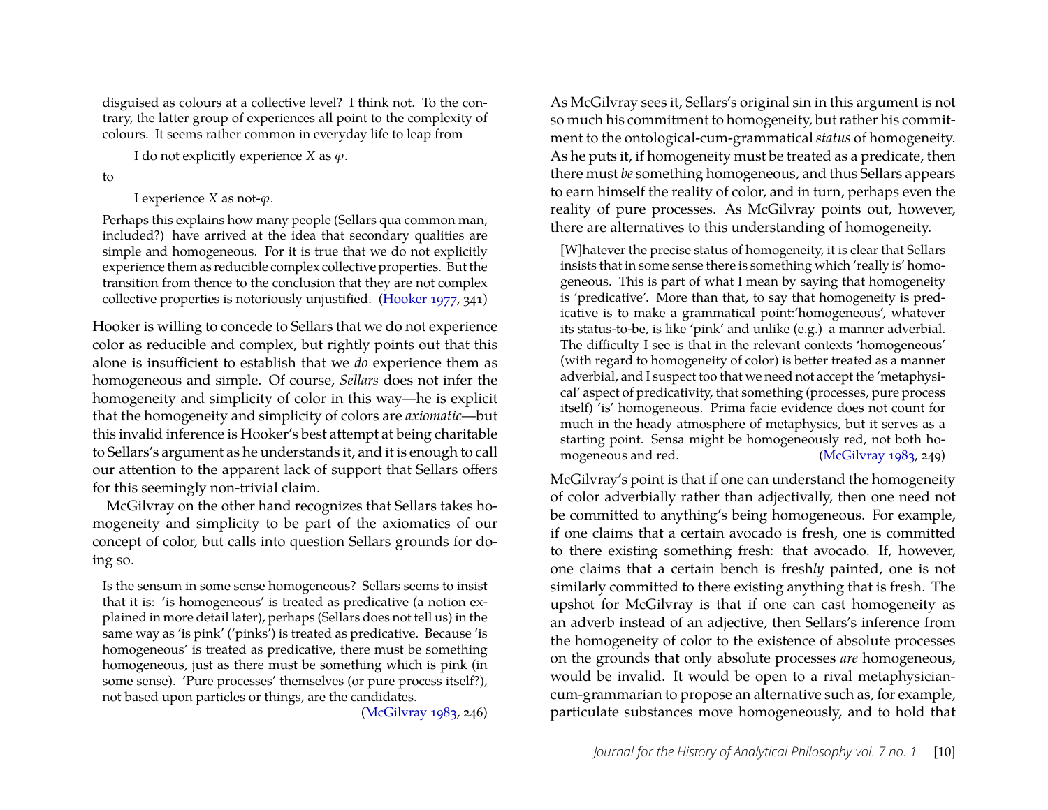disguised as colours at a collective level? I think not. To the contrary, the latter group of experiences all point to the complexity of colours. It seems rather common in everyday life to leap from

> I do not explicitly experience $X$ as $\varphi$.

to

> I experience $X$ as not-$\varphi$.

Perhaps this explains how many people (Sellars qua common man, included?) have arrived at the idea that secondary qualities are simple and homogeneous. For it is true that we do not explicitly experience them as reducible complex collective properties. But the transition from thence to the conclusion that they are not complex collective properties is notoriously unjustified. (Hooker 1977, 341)

Hooker is willing to concede to Sellars that we do not experience color as reducible and complex, but rightly points out that this alone is insufficient to establish that we *do* experience them as homogeneous and simple. Of course, *Sellars* does not infer the homogeneity and simplicity of color in this way—he is explicit that the homogeneity and simplicity of colors are *axiomatic*—but this invalid inference is Hooker's best attempt at being charitable to Sellars's argument as he understands it, and it is enough to call our attention to the apparent lack of support that Sellars offers for this seemingly non-trivial claim.

McGilvray on the other hand recognizes that Sellars takes homogeneity and simplicity to be part of the axiomatics of our concept of color, but calls into question Sellars grounds for doing so.

> Is the sensum in some sense homogeneous? Sellars seems to insist that it is: 'is homogeneous' is treated as predicative (a notion explained in more detail later), perhaps (Sellars does not tell us) in the same way as 'is pink' ('pinks') is treated as predicative. Because 'is homogeneous' is treated as predicative, there must be something homogeneous, just as there must be something which is pink (in some sense). 'Pure processes' themselves (or pure process itself?), not based upon particles or things, are the candidates. (McGilvray 1983, 246)

As McGilvray sees it, Sellars's original sin in this argument is not so much his commitment to homogeneity, but rather his commitment to the ontological-cum-grammatical *status* of homogeneity. As he puts it, if homogeneity must be treated as a predicate, then there must *be* something homogeneous, and thus Sellars appears to earn himself the reality of color, and in turn, perhaps even the reality of pure processes. As McGilvray points out, however, there are alternatives to this understanding of homogeneity.

> [W]hatever the precise status of homogeneity, it is clear that Sellars insists that in some sense there is something which 'really is' homogeneous. This is part of what I mean by saying that homogeneity is 'predicative'. More than that, to say that homogeneity is predicative is to make a grammatical point:'homogeneous', whatever its status-to-be, is like 'pink' and unlike (e.g.) a manner adverbial. The difficulty I see is that in the relevant contexts 'homogeneous' (with regard to homogeneity of color) is better treated as a manner adverbial, and I suspect too that we need not accept the 'metaphysical' aspect of predicativity, that something (processes, pure process itself) 'is' homogeneous. Prima facie evidence does not count for much in the heady atmosphere of metaphysics, but it serves as a starting point. Sensa might be homogeneously red, not both homogeneous and red. (McGilvray 1983, 249)

McGilvray's point is that if one can understand the homogeneity of color adverbially rather than adjectivally, then one need not be committed to anything's being homogeneous. For example, if one claims that a certain avocado is fresh, one is committed to there existing something fresh: that avocado. If, however, one claims that a certain bench is fresh*ly* painted, one is not similarly committed to there existing anything that is fresh. The upshot for McGilvray is that if one can cast homogeneity as an adverb instead of an adjective, then Sellars's inference from the homogeneity of color to the existence of absolute processes on the grounds that only absolute processes *are* homogeneous, would be invalid. It would be open to a rival metaphysician-cum-grammarian to propose an alternative such as, for example, particulate substances move homogeneously, and to hold that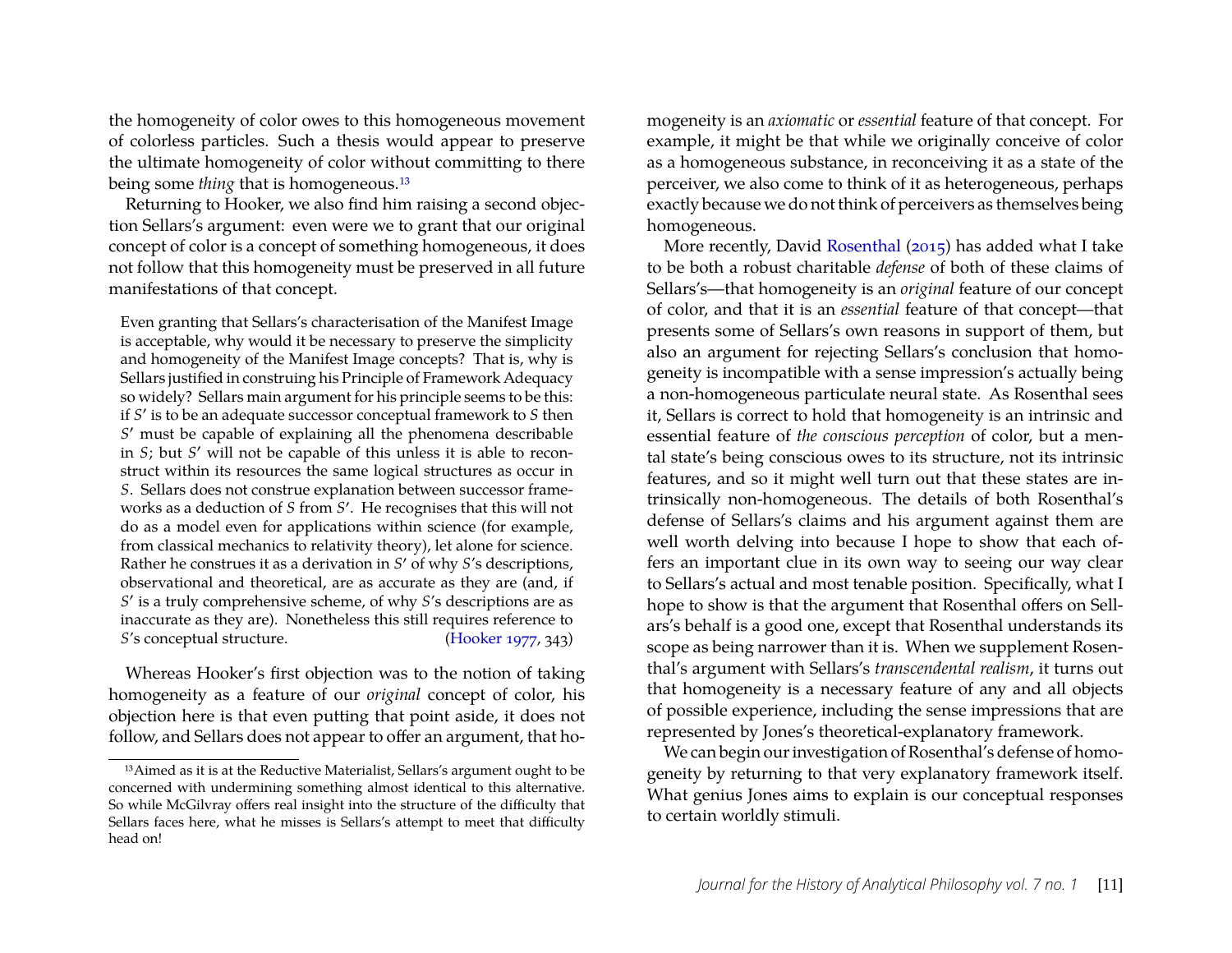the homogeneity of color owes to this homogeneous movement of colorless particles. Such a thesis would appear to preserve the ultimate homogeneity of color without committing to there being some *thing* that is homogeneous.[13]

Returning to Hooker, we also find him raising a second objection Sellars's argument: even were we to grant that our original concept of color is a concept of something homogeneous, it does not follow that this homogeneity must be preserved in all future manifestations of that concept.

> Even granting that Sellars's characterisation of the Manifest Image is acceptable, why would it be necessary to preserve the simplicity and homogeneity of the Manifest Image concepts? That is, why is Sellars justified in construing his Principle of Framework Adequacy so widely? Sellars main argument for his principle seems to be this: if $S'$ is to be an adequate successor conceptual framework to $S$ then $S'$ must be capable of explaining all the phenomena describable in $S$; but $S'$ will not be capable of this unless it is able to reconstruct within its resources the same logical structures as occur in $S$. Sellars does not construe explanation between successor frameworks as a deduction of $S$ from $S'$. He recognises that this will not do as a model even for applications within science (for example, from classical mechanics to relativity theory), let alone for science. Rather he construes it as a derivation in $S'$ of why $S$'s descriptions, observational and theoretical, are as accurate as they are (and, if $S'$ is a truly comprehensive scheme, of why $S$'s descriptions are as inaccurate as they are). Nonetheless this still requires reference to $S$'s conceptual structure. (Hooker 1977, 343)

Whereas Hooker's first objection was to the notion of taking homogeneity as a feature of our *original* concept of color, his objection here is that even putting that point aside, it does not follow, and Sellars does not appear to offer an argument, that homogeneity is an *axiomatic* or *essential* feature of that concept. For example, it might be that while we originally conceive of color as a homogeneous substance, in reconceiving it as a state of the perceiver, we also come to think of it as heterogeneous, perhaps exactly because we do not think of perceivers as themselves being homogeneous.

More recently, David Rosenthal (2015) has added what I take to be both a robust charitable *defense* of both of these claims of Sellars's—that homogeneity is an *original* feature of our concept of color, and that it is an *essential* feature of that concept—that presents some of Sellars's own reasons in support of them, but also an argument for rejecting Sellars's conclusion that homogeneity is incompatible with a sense impression's actually being a non-homogeneous particulate neural state. As Rosenthal sees it, Sellars is correct to hold that homogeneity is an intrinsic and essential feature of *the conscious perception* of color, but a mental state's being conscious owes to its structure, not its intrinsic features, and so it might well turn out that these states are intrinsically non-homogeneous. The details of both Rosenthal's defense of Sellars's claims and his argument against them are well worth delving into because I hope to show that each offers an important clue in its own way to seeing our way clear to Sellars's actual and most tenable position. Specifically, what I hope to show is that the argument that Rosenthal offers on Sellars's behalf is a good one, except that Rosenthal understands its scope as being narrower than it is. When we supplement Rosenthal's argument with Sellars's *transcendental realism*, it turns out that homogeneity is a necessary feature of any and all objects of possible experience, including the sense impressions that are represented by Jones's theoretical-explanatory framework.

We can begin our investigation of Rosenthal's defense of homogeneity by returning to that very explanatory framework itself. What genius Jones aims to explain is our conceptual responses to certain worldly stimuli.

[13] Aimed as it is at the Reductive Materialist, Sellars's argument ought to be concerned with undermining something almost identical to this alternative. So while McGilvray offers real insight into the structure of the difficulty that Sellars faces here, what he misses is Sellars's attempt to meet that difficulty head on!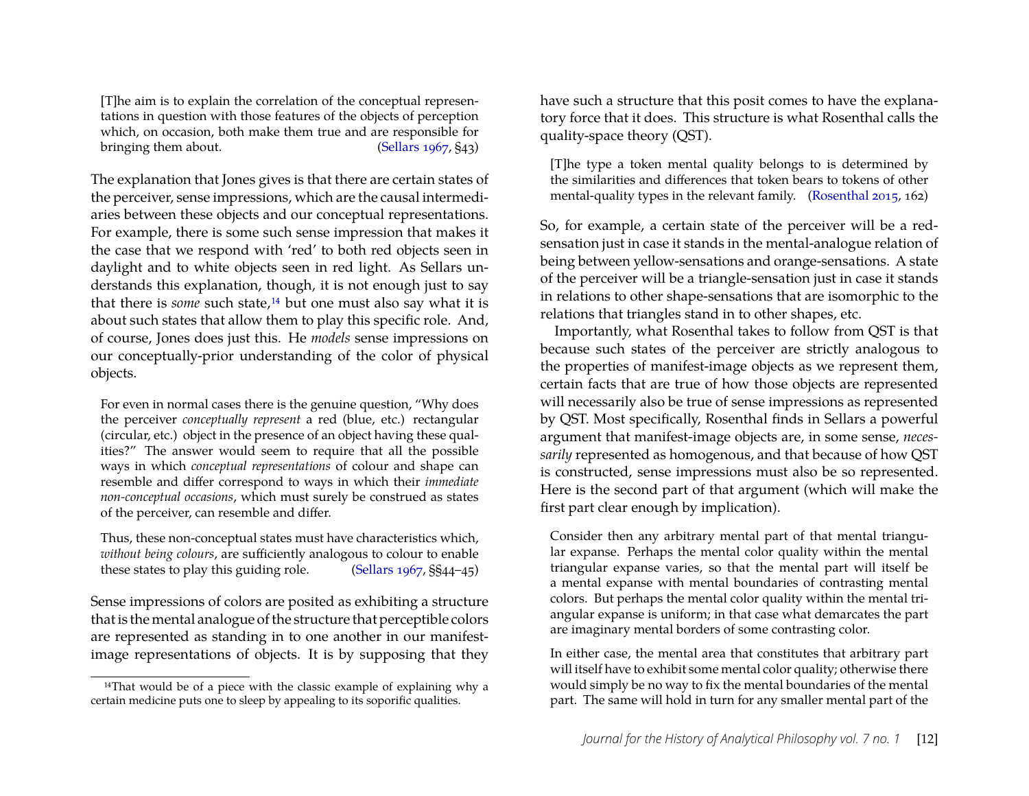> [T]he aim is to explain the correlation of the conceptual representations in question with those features of the objects of perception which, on occasion, both make them true and are responsible for bringing them about. (Sellars 1967, §43)

The explanation that Jones gives is that there are certain states of the perceiver, sense impressions, which are the causal intermediaries between these objects and our conceptual representations. For example, there is some such sense impression that makes it the case that we respond with 'red' to both red objects seen in daylight and to white objects seen in red light. As Sellars understands this explanation, though, it is not enough just to say that there is *some* such state,[14] but one must also say what it is about such states that allow them to play this specific role. And, of course, Jones does just this. He *models* sense impressions on our conceptually-prior understanding of the color of physical objects.

> For even in normal cases there is the genuine question, "Why does the perceiver *conceptually represent* a red (blue, etc.) rectangular (circular, etc.) object in the presence of an object having these qualities?" The answer would seem to require that all the possible ways in which *conceptual representations* of colour and shape can resemble and differ correspond to ways in which their *immediate non-conceptual occasions*, which must surely be construed as states of the perceiver, can resemble and differ.
>
> Thus, these non-conceptual states must have characteristics which, *without being colours*, are sufficiently analogous to colour to enable these states to play this guiding role. (Sellars 1967, §§44–45)

Sense impressions of colors are posited as exhibiting a structure that is the mental analogue of the structure that perceptible colors are represented as standing in to one another in our manifest-image representations of objects. It is by supposing that they have such a structure that this posit comes to have the explanatory force that it does. This structure is what Rosenthal calls the quality-space theory (QST).

> [T]he type a token mental quality belongs to is determined by the similarities and differences that token bears to tokens of other mental-quality types in the relevant family. (Rosenthal 2015, 162)

So, for example, a certain state of the perceiver will be a red-sensation just in case it stands in the mental-analogue relation of being between yellow-sensations and orange-sensations. A state of the perceiver will be a triangle-sensation just in case it stands in relations to other shape-sensations that are isomorphic to the relations that triangles stand in to other shapes, etc.

Importantly, what Rosenthal takes to follow from QST is that because such states of the perceiver are strictly analogous to the properties of manifest-image objects as we represent them, certain facts that are true of how those objects are represented will necessarily also be true of sense impressions as represented by QST. Most specifically, Rosenthal finds in Sellars a powerful argument that manifest-image objects are, in some sense, *necessarily* represented as homogenous, and that because of how QST is constructed, sense impressions must also be so represented. Here is the second part of that argument (which will make the first part clear enough by implication).

> Consider then any arbitrary mental part of that mental triangular expanse. Perhaps the mental color quality within the mental triangular expanse varies, so that the mental part will itself be a mental expanse with mental boundaries of contrasting mental colors. But perhaps the mental color quality within the mental triangular expanse is uniform; in that case what demarcates the part are imaginary mental borders of some contrasting color.
>
> In either case, the mental area that constitutes that arbitrary part will itself have to exhibit some mental color quality; otherwise there would simply be no way to fix the mental boundaries of the mental part. The same will hold in turn for any smaller mental part of the

[14] That would be of a piece with the classic example of explaining why a certain medicine puts one to sleep by appealing to its soporific qualities.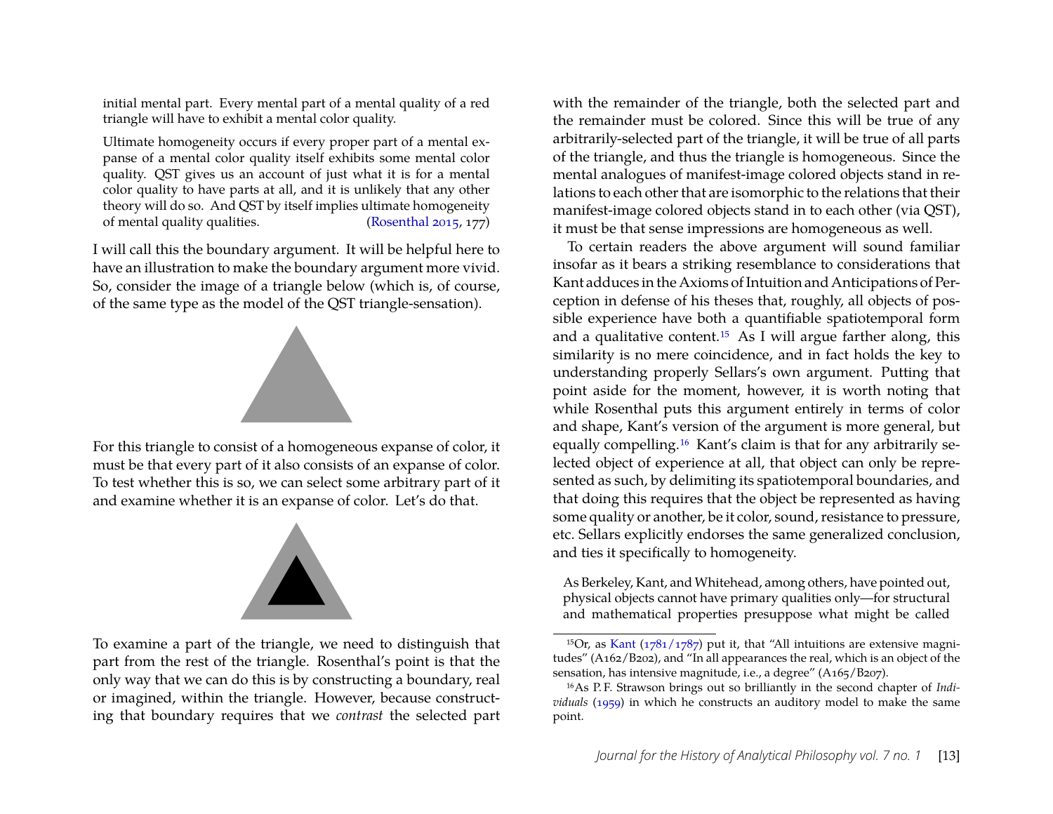initial mental part. Every mental part of a mental quality of a red triangle will have to exhibit a mental color quality.

> Ultimate homogeneity occurs if every proper part of a mental expanse of a mental color quality itself exhibits some mental color quality. QST gives us an account of just what it is for a mental color quality to have parts at all, and it is unlikely that any other theory will do so. And QST by itself implies ultimate homogeneity of mental quality qualities. (Rosenthal 2015, 177)

I will call this the boundary argument. It will be helpful here to have an illustration to make the boundary argument more vivid. So, consider the image of a triangle below (which is, of course, of the same type as the model of the QST triangle-sensation).

For this triangle to consist of a homogeneous expanse of color, it must be that every part of it also consists of an expanse of color. To test whether this is so, we can select some arbitrary part of it and examine whether it is an expanse of color. Let's do that.

To examine a part of the triangle, we need to distinguish that part from the rest of the triangle. Rosenthal's point is that the only way that we can do this is by constructing a boundary, real or imagined, within the triangle. However, because constructing that boundary requires that we *contrast* the selected part with the remainder of the triangle, both the selected part and the remainder must be colored. Since this will be true of any arbitrarily-selected part of the triangle, it will be true of all parts of the triangle, and thus the triangle is homogeneous. Since the mental analogues of manifest-image colored objects stand in relations to each other that are isomorphic to the relations that their manifest-image colored objects stand in to each other (via QST), it must be that sense impressions are homogeneous as well.

To certain readers the above argument will sound familiar insofar as it bears a striking resemblance to considerations that Kant adduces in the Axioms of Intuition and Anticipations of Perception in defense of his theses that, roughly, all objects of possible experience have both a quantifiable spatiotemporal form and a qualitative content.[15] As I will argue farther along, this similarity is no mere coincidence, and in fact holds the key to understanding properly Sellars's own argument. Putting that point aside for the moment, however, it is worth noting that while Rosenthal puts this argument entirely in terms of color and shape, Kant's version of the argument is more general, but equally compelling.[16] Kant's claim is that for any arbitrarily selected object of experience at all, that object can only be represented as such, by delimiting its spatiotemporal boundaries, and that doing this requires that the object be represented as having some quality or another, be it color, sound, resistance to pressure, etc. Sellars explicitly endorses the same generalized conclusion, and ties it specifically to homogeneity.

> As Berkeley, Kant, and Whitehead, among others, have pointed out, physical objects cannot have primary qualities only—for structural and mathematical properties presuppose what might be called

[15] Or, as Kant (1781/1787) put it, that "All intuitions are extensive magnitudes" (A162/B202), and "In all appearances the real, which is an object of the sensation, has intensive magnitude, i.e., a degree" (A165/B207).

[16] As P. F. Strawson brings out so brilliantly in the second chapter of *Individuals* (1959) in which he constructs an auditory model to make the same point.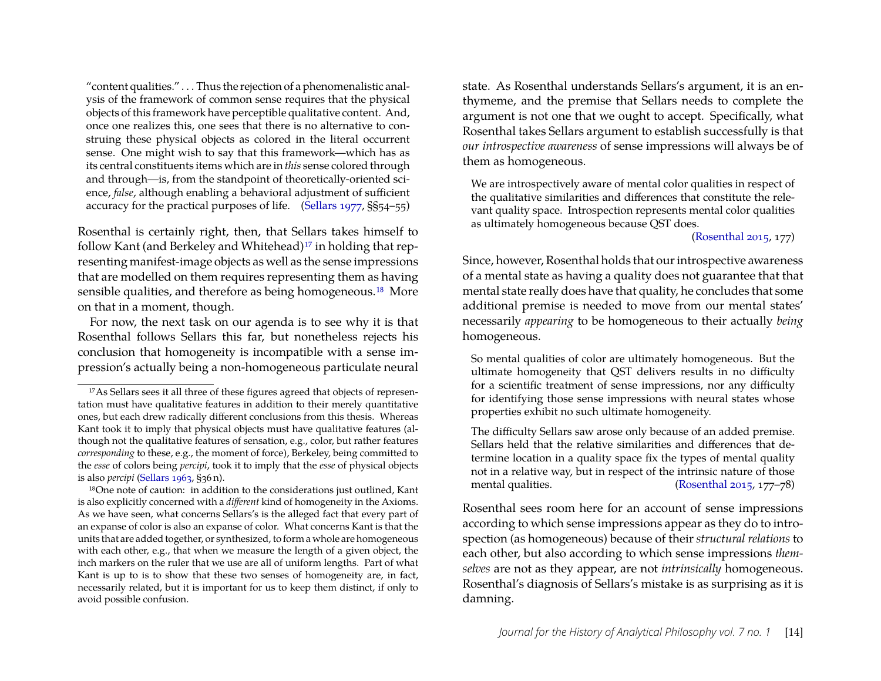> "content qualities." . . . Thus the rejection of a phenomenalistic analysis of the framework of common sense requires that the physical objects of this framework have perceptible qualitative content. And, once one realizes this, one sees that there is no alternative to construing these physical objects as colored in the literal occurrent sense. One might wish to say that this framework—which has as its central constituents items which are in *this* sense colored through and through—is, from the standpoint of theoretically-oriented science, *false*, although enabling a behavioral adjustment of sufficient accuracy for the practical purposes of life. (Sellars 1977, §§54–55)

Rosenthal is certainly right, then, that Sellars takes himself to follow Kant (and Berkeley and Whitehead)[17] in holding that representing manifest-image objects as well as the sense impressions that are modelled on them requires representing them as having sensible qualities, and therefore as being homogeneous.[18] More on that in a moment, though.

For now, the next task on our agenda is to see why it is that Rosenthal follows Sellars this far, but nonetheless rejects his conclusion that homogeneity is incompatible with a sense impression's actually being a non-homogeneous particulate neural state. As Rosenthal understands Sellars's argument, it is an enthymeme, and the premise that Sellars needs to complete the argument is not one that we ought to accept. Specifically, what Rosenthal takes Sellars argument to establish successfully is that *our introspective awareness* of sense impressions will always be of them as homogeneous.

> We are introspectively aware of mental color qualities in respect of the qualitative similarities and differences that constitute the relevant quality space. Introspection represents mental color qualities as ultimately homogeneous because QST does.
>
> (Rosenthal 2015, 177)

Since, however, Rosenthal holds that our introspective awareness of a mental state as having a quality does not guarantee that that mental state really does have that quality, he concludes that some additional premise is needed to move from our mental states' necessarily *appearing* to be homogeneous to their actually *being* homogeneous.

> So mental qualities of color are ultimately homogeneous. But the ultimate homogeneity that QST delivers results in no difficulty for a scientific treatment of sense impressions, nor any difficulty for identifying those sense impressions with neural states whose properties exhibit no such ultimate homogeneity.
>
> The difficulty Sellars saw arose only because of an added premise. Sellars held that the relative similarities and differences that determine location in a quality space fix the types of mental quality not in a relative way, but in respect of the intrinsic nature of those mental qualities. (Rosenthal 2015, 177–78)

Rosenthal sees room here for an account of sense impressions according to which sense impressions appear as they do to introspection (as homogeneous) because of their *structural relations* to each other, but also according to which sense impressions *themselves* are not as they appear, are not *intrinsically* homogeneous. Rosenthal's diagnosis of Sellars's mistake is as surprising as it is damning.

---

[17] As Sellars sees it all three of these figures agreed that objects of representation must have qualitative features in addition to their merely quantitative ones, but each drew radically different conclusions from this thesis. Whereas Kant took it to imply that physical objects must have qualitative features (although not the qualitative features of sensation, e.g., color, but rather features *corresponding* to these, e.g., the moment of force), Berkeley, being committed to the *esse* of colors being *percipi*, took it to imply that the *esse* of physical objects is also *percipi* (Sellars 1963, §36 n).

[18] One note of caution: in addition to the considerations just outlined, Kant is also explicitly concerned with a *different* kind of homogeneity in the Axioms. As we have seen, what concerns Sellars's is the alleged fact that every part of an expanse of color is also an expanse of color. What concerns Kant is that the units that are added together, or synthesized, to form a whole are homogeneous with each other, e.g., that when we measure the length of a given object, the inch markers on the ruler that we use are all of uniform lengths. Part of what Kant is up to is to show that these two senses of homogeneity are, in fact, necessarily related, but it is important for us to keep them distinct, if only to avoid possible confusion.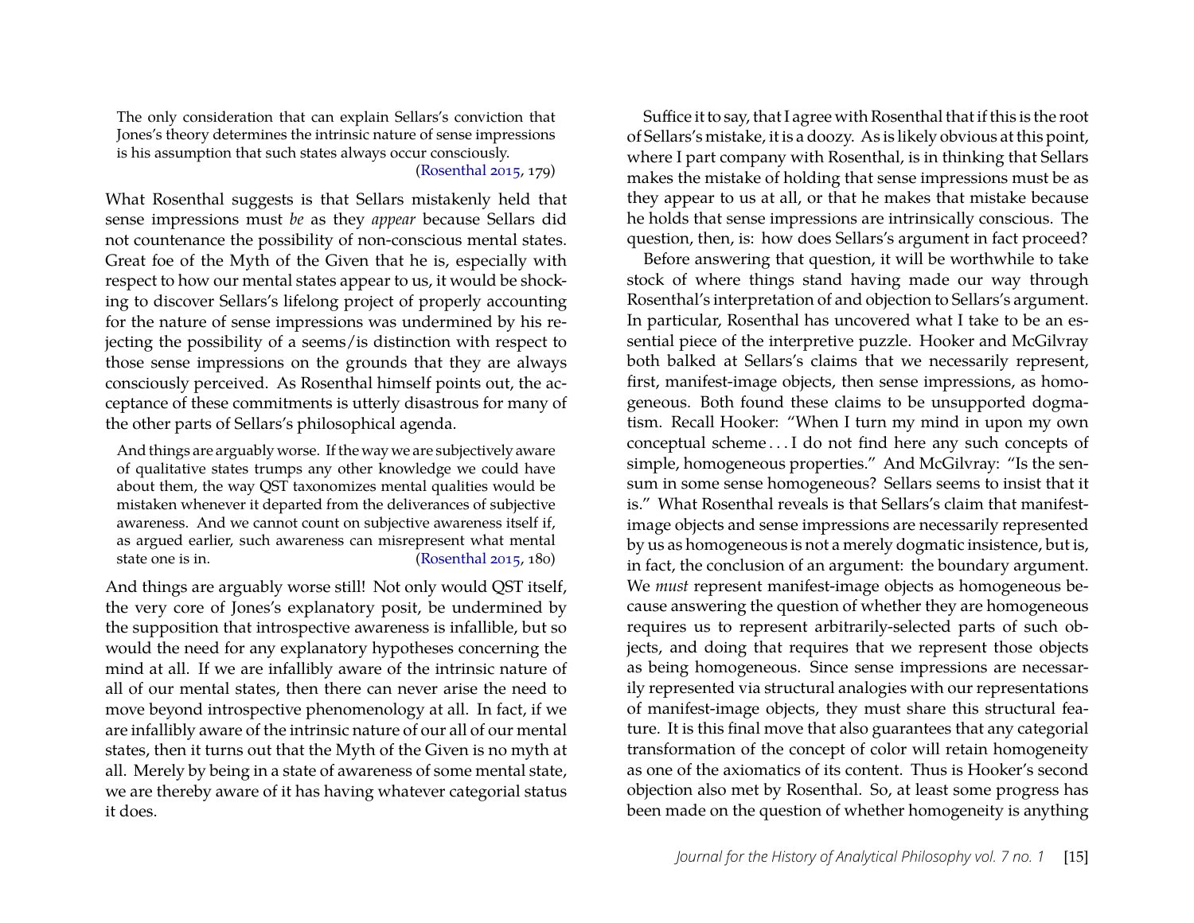> The only consideration that can explain Sellars's conviction that Jones's theory determines the intrinsic nature of sense impressions is his assumption that such states always occur consciously. (Rosenthal 2015, 179)

What Rosenthal suggests is that Sellars mistakenly held that sense impressions must *be* as they *appear* because Sellars did not countenance the possibility of non-conscious mental states. Great foe of the Myth of the Given that he is, especially with respect to how our mental states appear to us, it would be shocking to discover Sellars's lifelong project of properly accounting for the nature of sense impressions was undermined by his rejecting the possibility of a seems/is distinction with respect to those sense impressions on the grounds that they are always consciously perceived. As Rosenthal himself points out, the acceptance of these commitments is utterly disastrous for many of the other parts of Sellars's philosophical agenda.

> And things are arguably worse. If the way we are subjectively aware of qualitative states trumps any other knowledge we could have about them, the way QST taxonomizes mental qualities would be mistaken whenever it departed from the deliverances of subjective awareness. And we cannot count on subjective awareness itself if, as argued earlier, such awareness can misrepresent what mental state one is in. (Rosenthal 2015, 180)

And things are arguably worse still! Not only would QST itself, the very core of Jones's explanatory posit, be undermined by the supposition that introspective awareness is infallible, but so would the need for any explanatory hypotheses concerning the mind at all. If we are infallibly aware of the intrinsic nature of all of our mental states, then there can never arise the need to move beyond introspective phenomenology at all. In fact, if we are infallibly aware of the intrinsic nature of our all of our mental states, then it turns out that the Myth of the Given is no myth at all. Merely by being in a state of awareness of some mental state, we are thereby aware of it has having whatever categorial status it does.

Suffice it to say, that I agree with Rosenthal that if this is the root of Sellars's mistake, it is a doozy. As is likely obvious at this point, where I part company with Rosenthal, is in thinking that Sellars makes the mistake of holding that sense impressions must be as they appear to us at all, or that he makes that mistake because he holds that sense impressions are intrinsically conscious. The question, then, is: how does Sellars's argument in fact proceed?

Before answering that question, it will be worthwhile to take stock of where things stand having made our way through Rosenthal's interpretation of and objection to Sellars's argument. In particular, Rosenthal has uncovered what I take to be an essential piece of the interpretive puzzle. Hooker and McGilvray both balked at Sellars's claims that we necessarily represent, first, manifest-image objects, then sense impressions, as homogeneous. Both found these claims to be unsupported dogmatism. Recall Hooker: "When I turn my mind in upon my own conceptual scheme . . . I do not find here any such concepts of simple, homogeneous properties." And McGilvray: "Is the sensum in some sense homogeneous? Sellars seems to insist that it is." What Rosenthal reveals is that Sellars's claim that manifest-image objects and sense impressions are necessarily represented by us as homogeneous is not a merely dogmatic insistence, but is, in fact, the conclusion of an argument: the boundary argument. We *must* represent manifest-image objects as homogeneous because answering the question of whether they are homogeneous requires us to represent arbitrarily-selected parts of such objects, and doing that requires that we represent those objects as being homogeneous. Since sense impressions are necessarily represented via structural analogies with our representations of manifest-image objects, they must share this structural feature. It is this final move that also guarantees that any categorial transformation of the concept of color will retain homogeneity as one of the axiomatics of its content. Thus is Hooker's second objection also met by Rosenthal. So, at least some progress has been made on the question of whether homogeneity is anything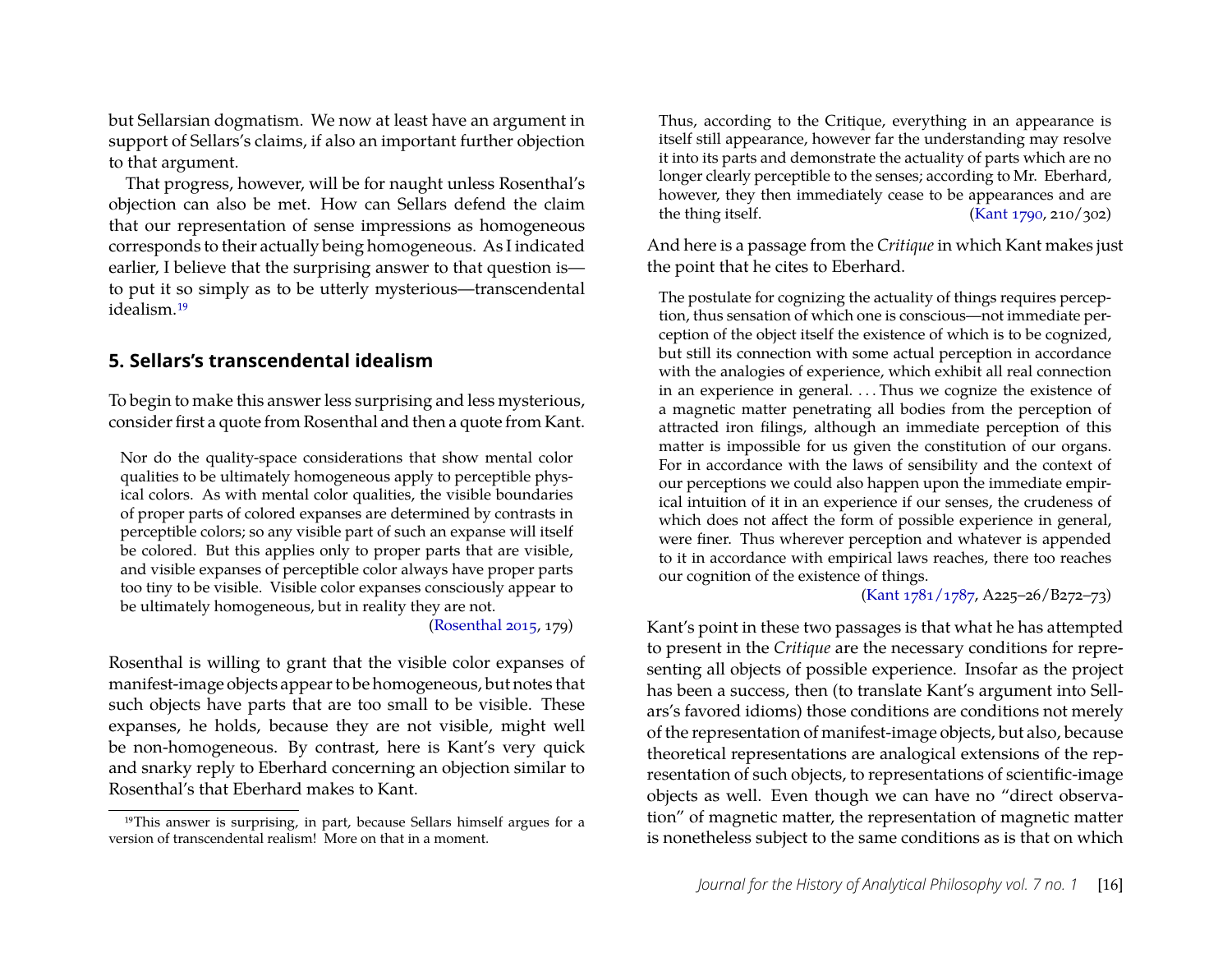but Sellarsian dogmatism. We now at least have an argument in support of Sellars's claims, if also an important further objection to that argument.

That progress, however, will be for naught unless Rosenthal's objection can also be met. How can Sellars defend the claim that our representation of sense impressions as homogeneous corresponds to their actually being homogeneous. As I indicated earlier, I believe that the surprising answer to that question is—to put it so simply as to be utterly mysterious—transcendental idealism.[19]

## 5. Sellars's transcendental idealism

To begin to make this answer less surprising and less mysterious, consider first a quote from Rosenthal and then a quote from Kant.

> Nor do the quality-space considerations that show mental color qualities to be ultimately homogeneous apply to perceptible physical colors. As with mental color qualities, the visible boundaries of proper parts of colored expanses are determined by contrasts in perceptible colors; so any visible part of such an expanse will itself be colored. But this applies only to proper parts that are visible, and visible expanses of perceptible color always have proper parts too tiny to be visible. Visible color expanses consciously appear to be ultimately homogeneous, but in reality they are not.
>
> (Rosenthal 2015, 179)

Rosenthal is willing to grant that the visible color expanses of manifest-image objects appear to be homogeneous, but notes that such objects have parts that are too small to be visible. These expanses, he holds, because they are not visible, might well be non-homogeneous. By contrast, here is Kant's very quick and snarky reply to Eberhard concerning an objection similar to Rosenthal's that Eberhard makes to Kant.

> Thus, according to the Critique, everything in an appearance is itself still appearance, however far the understanding may resolve it into its parts and demonstrate the actuality of parts which are no longer clearly perceptible to the senses; according to Mr. Eberhard, however, they then immediately cease to be appearances and are the thing itself. (Kant 1790, 210/302)

And here is a passage from the *Critique* in which Kant makes just the point that he cites to Eberhard.

> The postulate for cognizing the actuality of things requires perception, thus sensation of which one is conscious—not immediate perception of the object itself the existence of which is to be cognized, but still its connection with some actual perception in accordance with the analogies of experience, which exhibit all real connection in an experience in general. . . . Thus we cognize the existence of a magnetic matter penetrating all bodies from the perception of attracted iron filings, although an immediate perception of this matter is impossible for us given the constitution of our organs. For in accordance with the laws of sensibility and the context of our perceptions we could also happen upon the immediate empirical intuition of it in an experience if our senses, the crudeness of which does not affect the form of possible experience in general, were finer. Thus wherever perception and whatever is appended to it in accordance with empirical laws reaches, there too reaches our cognition of the existence of things.
>
> (Kant 1781/1787, A225–26/B272–73)

Kant's point in these two passages is that what he has attempted to present in the *Critique* are the necessary conditions for representing all objects of possible experience. Insofar as the project has been a success, then (to translate Kant's argument into Sellars's favored idioms) those conditions are conditions not merely of the representation of manifest-image objects, but also, because theoretical representations are analogical extensions of the representation of such objects, to representations of scientific-image objects as well. Even though we can have no "direct observation" of magnetic matter, the representation of magnetic matter is nonetheless subject to the same conditions as is that on which

[19] This answer is surprising, in part, because Sellars himself argues for a version of transcendental realism! More on that in a moment.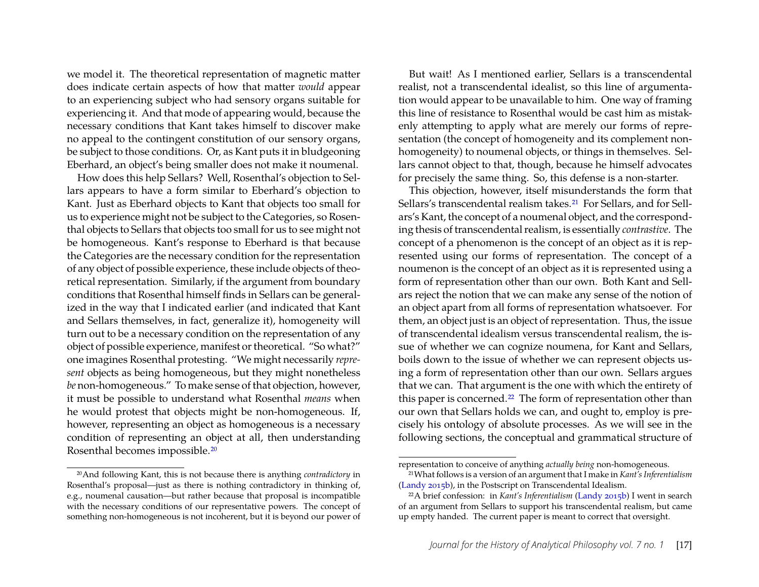we model it. The theoretical representation of magnetic matter does indicate certain aspects of how that matter *would* appear to an experiencing subject who had sensory organs suitable for experiencing it. And that mode of appearing would, because the necessary conditions that Kant takes himself to discover make no appeal to the contingent constitution of our sensory organs, be subject to those conditions. Or, as Kant puts it in bludgeoning Eberhard, an object's being smaller does not make it noumenal.

How does this help Sellars? Well, Rosenthal's objection to Sellars appears to have a form similar to Eberhard's objection to Kant. Just as Eberhard objects to Kant that objects too small for us to experience might not be subject to the Categories, so Rosenthal objects to Sellars that objects too small for us to see might not be homogeneous. Kant's response to Eberhard is that because the Categories are the necessary condition for the representation of any object of possible experience, these include objects of theoretical representation. Similarly, if the argument from boundary conditions that Rosenthal himself finds in Sellars can be generalized in the way that I indicated earlier (and indicated that Kant and Sellars themselves, in fact, generalize it), homogeneity will turn out to be a necessary condition on the representation of any object of possible experience, manifest or theoretical. "So what?" one imagines Rosenthal protesting. "We might necessarily *represent* objects as being homogeneous, but they might nonetheless *be* non-homogeneous." To make sense of that objection, however, it must be possible to understand what Rosenthal *means* when he would protest that objects might be non-homogeneous. If, however, representing an object as homogeneous is a necessary condition of representing an object at all, then understanding Rosenthal becomes impossible.[20]

But wait! As I mentioned earlier, Sellars is a transcendental realist, not a transcendental idealist, so this line of argumentation would appear to be unavailable to him. One way of framing this line of resistance to Rosenthal would be cast him as mistakenly attempting to apply what are merely our forms of representation (the concept of homogeneity and its complement non-homogeneity) to noumenal objects, or things in themselves. Sellars cannot object to that, though, because he himself advocates for precisely the same thing. So, this defense is a non-starter.

This objection, however, itself misunderstands the form that Sellars's transcendental realism takes.[21] For Sellars, and for Sellars's Kant, the concept of a noumenal object, and the corresponding thesis of transcendental realism, is essentially *contrastive*. The concept of a phenomenon is the concept of an object as it is represented using our forms of representation. The concept of a noumenon is the concept of an object as it is represented using a form of representation other than our own. Both Kant and Sellars reject the notion that we can make any sense of the notion of an object apart from all forms of representation whatsoever. For them, an object just is an object of representation. Thus, the issue of transcendental idealism versus transcendental realism, the issue of whether we can cognize noumena, for Kant and Sellars, boils down to the issue of whether we can represent objects using a form of representation other than our own. Sellars argues that we can. That argument is the one with which the entirety of this paper is concerned.[22] The form of representation other than our own that Sellars holds we can, and ought to, employ is precisely his ontology of absolute processes. As we will see in the following sections, the conceptual and grammatical structure of

---

[20] And following Kant, this is not because there is anything *contradictory* in Rosenthal's proposal—just as there is nothing contradictory in thinking of, e.g., noumenal causation—but rather because that proposal is incompatible with the necessary conditions of our representative powers. The concept of something non-homogeneous is not incoherent, but it is beyond our power of representation to conceive of anything *actually being* non-homogeneous.

[21] What follows is a version of an argument that I make in *Kant's Inferentialism* (Landy 2015b), in the Postscript on Transcendental Idealism.

[22] A brief confession: in *Kant's Inferentialism* (Landy 2015b) I went in search of an argument from Sellars to support his transcendental realism, but came up empty handed. The current paper is meant to correct that oversight.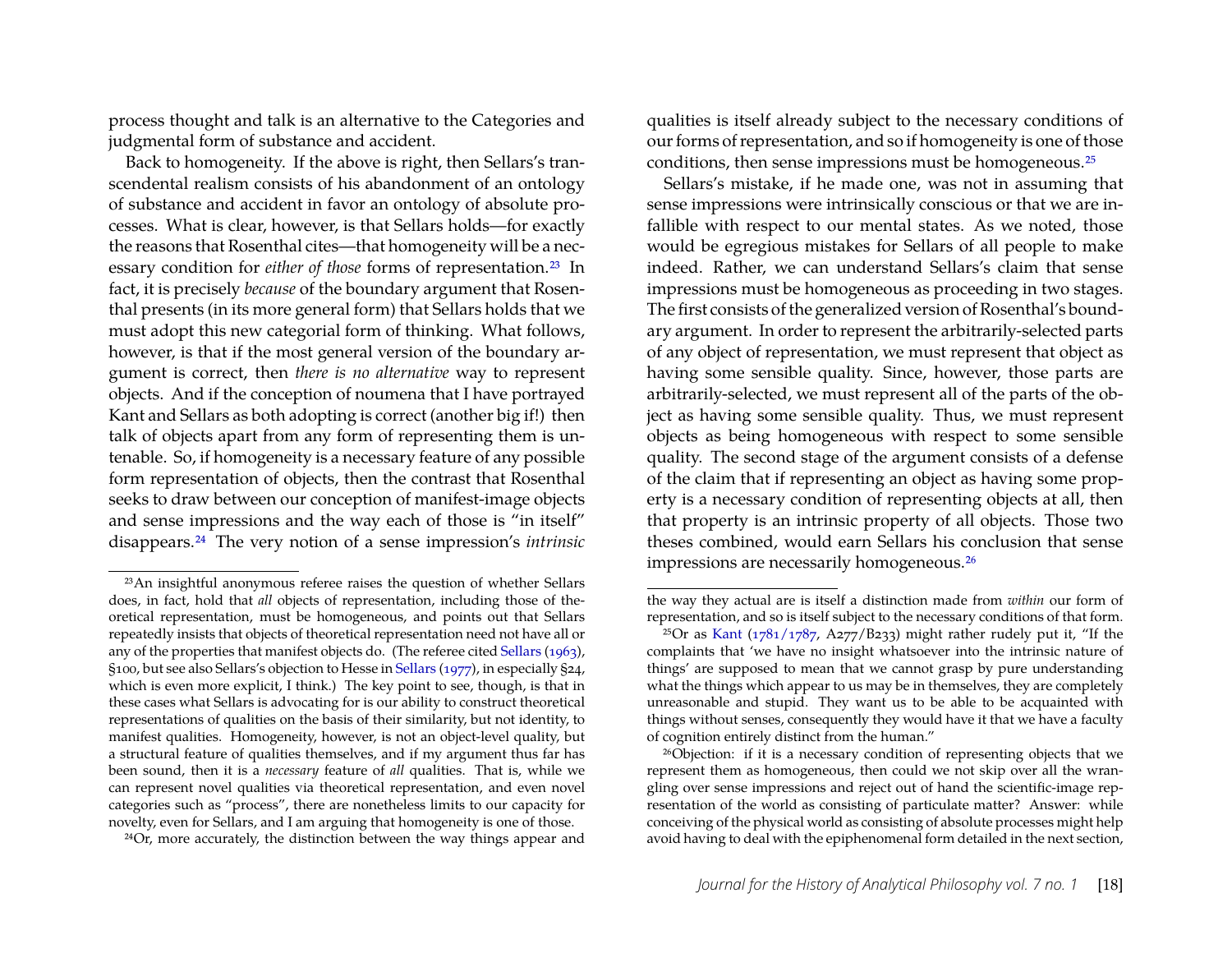process thought and talk is an alternative to the Categories and judgmental form of substance and accident.

Back to homogeneity. If the above is right, then Sellars's transcendental realism consists of his abandonment of an ontology of substance and accident in favor an ontology of absolute processes. What is clear, however, is that Sellars holds—for exactly the reasons that Rosenthal cites—that homogeneity will be a necessary condition for *either of those* forms of representation.[23] In fact, it is precisely *because* of the boundary argument that Rosenthal presents (in its more general form) that Sellars holds that we must adopt this new categorial form of thinking. What follows, however, is that if the most general version of the boundary argument is correct, then *there is no alternative* way to represent objects. And if the conception of noumena that I have portrayed Kant and Sellars as both adopting is correct (another big if!) then talk of objects apart from any form of representing them is untenable. So, if homogeneity is a necessary feature of any possible form representation of objects, then the contrast that Rosenthal seeks to draw between our conception of manifest-image objects and sense impressions and the way each of those is "in itself" disappears.[24] The very notion of a sense impression's *intrinsic* qualities is itself already subject to the necessary conditions of our forms of representation, and so if homogeneity is one of those conditions, then sense impressions must be homogeneous.[25]

Sellars's mistake, if he made one, was not in assuming that sense impressions were intrinsically conscious or that we are infallible with respect to our mental states. As we noted, those would be egregious mistakes for Sellars of all people to make indeed. Rather, we can understand Sellars's claim that sense impressions must be homogeneous as proceeding in two stages. The first consists of the generalized version of Rosenthal's boundary argument. In order to represent the arbitrarily-selected parts of any object of representation, we must represent that object as having some sensible quality. Since, however, those parts are arbitrarily-selected, we must represent all of the parts of the object as having some sensible quality. Thus, we must represent objects as being homogeneous with respect to some sensible quality. The second stage of the argument consists of a defense of the claim that if representing an object as having some property is a necessary condition of representing objects at all, then that property is an intrinsic property of all objects. Those two theses combined, would earn Sellars his conclusion that sense impressions are necessarily homogeneous.[26]

---

[23] An insightful anonymous referee raises the question of whether Sellars does, in fact, hold that *all* objects of representation, including those of theoretical representation, must be homogeneous, and points out that Sellars repeatedly insists that objects of theoretical representation need not have all or any of the properties that manifest objects do. (The referee cited Sellars (1963), §100, but see also Sellars's objection to Hesse in Sellars (1977), in especially §24, which is even more explicit, I think.) The key point to see, though, is that in these cases what Sellars is advocating for is our ability to construct theoretical representations of qualities on the basis of their similarity, but not identity, to manifest qualities. Homogeneity, however, is not an object-level quality, but a structural feature of qualities themselves, and if my argument thus far has been sound, then it is a *necessary* feature of *all* qualities. That is, while we can represent novel qualities via theoretical representation, and even novel categories such as "process", there are nonetheless limits to our capacity for novelty, even for Sellars, and I am arguing that homogeneity is one of those.

[24] Or, more accurately, the distinction between the way things appear and the way they actual are is itself a distinction made from *within* our form of representation, and so is itself subject to the necessary conditions of that form.

[25] Or as Kant (1781/1787, A277/B233) might rather rudely put it, "If the complaints that 'we have no insight whatsoever into the intrinsic nature of things' are supposed to mean that we cannot grasp by pure understanding what the things which appear to us may be in themselves, they are completely unreasonable and stupid. They want us to be able to be acquainted with things without senses, consequently they would have it that we have a faculty of cognition entirely distinct from the human."

[26] Objection: if it is a necessary condition of representing objects that we represent them as homogeneous, then could we not skip over all the wrangling over sense impressions and reject out of hand the scientific-image representation of the world as consisting of particulate matter? Answer: while conceiving of the physical world as consisting of absolute processes might help avoid having to deal with the epiphenomenal form detailed in the next section,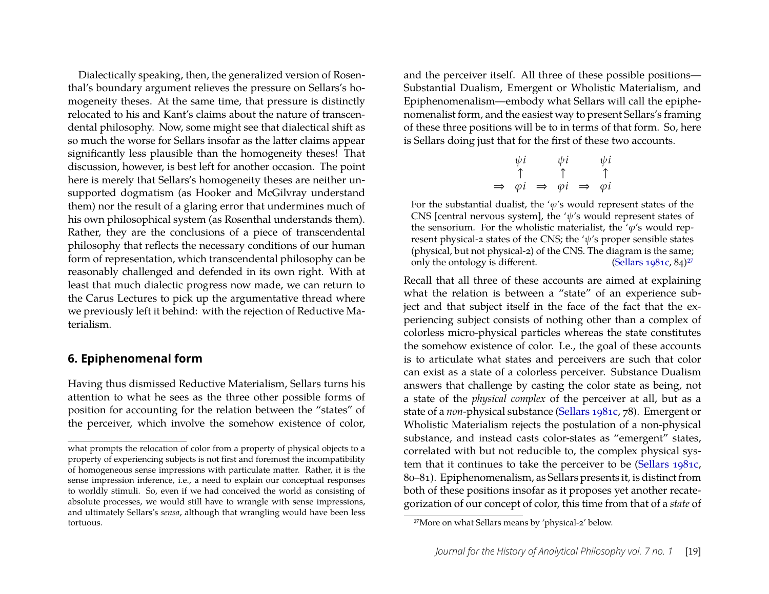Dialectically speaking, then, the generalized version of Rosenthal's boundary argument relieves the pressure on Sellars's homogeneity theses. At the same time, that pressure is distinctly relocated to his and Kant's claims about the nature of transcendental philosophy. Now, some might see that dialectical shift as so much the worse for Sellars insofar as the latter claims appear significantly less plausible than the homogeneity theses! That discussion, however, is best left for another occasion. The point here is merely that Sellars's homogeneity theses are neither unsupported dogmatism (as Hooker and McGilvray understand them) nor the result of a glaring error that undermines much of his own philosophical system (as Rosenthal understands them). Rather, they are the conclusions of a piece of transcendental philosophy that reflects the necessary conditions of our human form of representation, which transcendental philosophy can be reasonably challenged and defended in its own right. With at least that much dialectic progress now made, we can return to the Carus Lectures to pick up the argumentative thread where we previously left it behind: with the rejection of Reductive Materialism.

## 6. Epiphenomenal form

Having thus dismissed Reductive Materialism, Sellars turns his attention to what he sees as the three other possible forms of position for accounting for the relation between the "states" of the perceiver, which involve the somehow existence of color, and the perceiver itself. All three of these possible positions—Substantial Dualism, Emergent or Wholistic Materialism, and Epiphenomenalism—embody what Sellars will call the epiphenomenalist form, and the easiest way to present Sellars's framing of these three positions will be to in terms of that form. So, here is Sellars doing just that for the first of these two accounts.

$$
\begin{array}{cccccc}
 & \psi i & & \psi i & & \psi i \\
 & \uparrow & & \uparrow & & \uparrow \\
\Rightarrow & \varphi i & \Rightarrow & \varphi i & \Rightarrow & \varphi i
\end{array}
$$

> For the substantial dualist, the '$\varphi$'s would represent states of the CNS [central nervous system], the '$\psi$'s would represent states of the sensorium. For the wholistic materialist, the '$\varphi$'s would represent physical-2 states of the CNS; the '$\psi$'s proper sensible states (physical, but not physical-2) of the CNS. The diagram is the same; only the ontology is different. (Sellars 1981c, 84)[27]

Recall that all three of these accounts are aimed at explaining what the relation is between a "state" of an experience subject and that subject itself in the face of the fact that the experiencing subject consists of nothing other than a complex of colorless micro-physical particles whereas the state constitutes the somehow existence of color. I.e., the goal of these accounts is to articulate what states and perceivers are such that color can exist as a state of a colorless perceiver. Substance Dualism answers that challenge by casting the color state as being, not a state of the *physical complex* of the perceiver at all, but as a state of a *non*-physical substance (Sellars 1981c, 78). Emergent or Wholistic Materialism rejects the postulation of a non-physical substance, and instead casts color-states as "emergent" states, correlated with but not reducible to, the complex physical system that it continues to take the perceiver to be (Sellars 1981c, 80–81). Epiphenomenalism, as Sellars presents it, is distinct from both of these positions insofar as it proposes yet another recategorization of our concept of color, this time from that of a *state* of

---

what prompts the relocation of color from a property of physical objects to a property of experiencing subjects is not first and foremost the incompatibility of homogeneous sense impressions with particulate matter. Rather, it is the sense impression inference, i.e., a need to explain our conceptual responses to worldly stimuli. So, even if we had conceived the world as consisting of absolute processes, we would still have to wrangle with sense impressions, and ultimately Sellars's *sensa*, although that wrangling would have been less tortuous.

[27] More on what Sellars means by 'physical-2' below.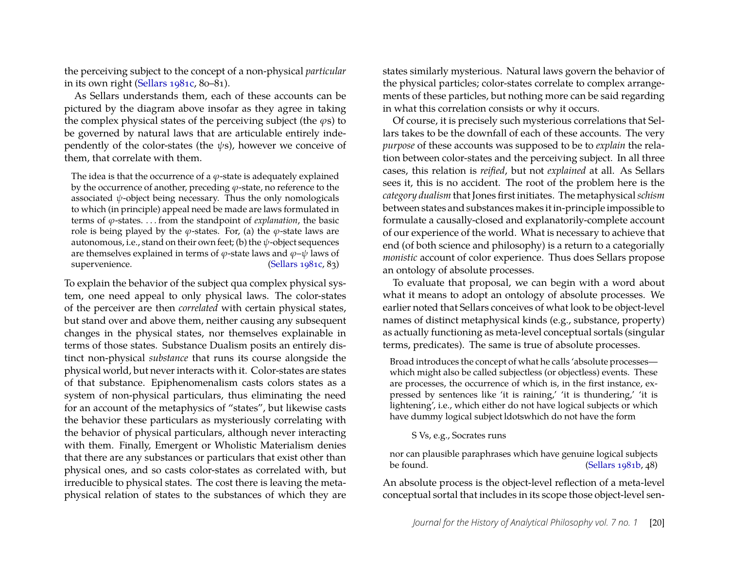the perceiving subject to the concept of a non-physical *particular* in its own right (Sellars 1981c, 80–81).

As Sellars understands them, each of these accounts can be pictured by the diagram above insofar as they agree in taking the complex physical states of the perceiving subject (the $\varphi$s) to be governed by natural laws that are articulable entirely independently of the color-states (the $\psi$s), however we conceive of them, that correlate with them.

> The idea is that the occurrence of a $\varphi$-state is adequately explained by the occurrence of another, preceding $\varphi$-state, no reference to the associated $\psi$-object being necessary. Thus the only nomologicals to which (in principle) appeal need be made are laws formulated in terms of $\varphi$-states. . . . from the standpoint of *explanation*, the basic role is being played by the $\varphi$-states. For, (a) the $\varphi$-state laws are autonomous, i.e., stand on their own feet; (b) the $\psi$-object sequences are themselves explained in terms of $\varphi$-state laws and $\varphi$–$\psi$ laws of supervenience. (Sellars 1981c, 83)

To explain the behavior of the subject qua complex physical system, one need appeal to only physical laws. The color-states of the perceiver are then *correlated* with certain physical states, but stand over and above them, neither causing any subsequent changes in the physical states, nor themselves explainable in terms of those states. Substance Dualism posits an entirely distinct non-physical *substance* that runs its course alongside the physical world, but never interacts with it. Color-states are states of that substance. Epiphenomenalism casts colors states as a system of non-physical particulars, thus eliminating the need for an account of the metaphysics of "states", but likewise casts the behavior these particulars as mysteriously correlating with the behavior of physical particulars, although never interacting with them. Finally, Emergent or Wholistic Materialism denies that there are any substances or particulars that exist other than physical ones, and so casts color-states as correlated with, but irreducible to physical states. The cost there is leaving the metaphysical relation of states to the substances of which they are states similarly mysterious. Natural laws govern the behavior of the physical particles; color-states correlate to complex arrangements of these particles, but nothing more can be said regarding in what this correlation consists or why it occurs.

Of course, it is precisely such mysterious correlations that Sellars takes to be the downfall of each of these accounts. The very *purpose* of these accounts was supposed to be to *explain* the relation between color-states and the perceiving subject. In all three cases, this relation is *reified*, but not *explained* at all. As Sellars sees it, this is no accident. The root of the problem here is the *category dualism* that Jones first initiates. The metaphysical *schism* between states and substances makes it in-principle impossible to formulate a causally-closed and explanatorily-complete account of our experience of the world. What is necessary to achieve that end (of both science and philosophy) is a return to a categorially *monistic* account of color experience. Thus does Sellars propose an ontology of absolute processes.

To evaluate that proposal, we can begin with a word about what it means to adopt an ontology of absolute processes. We earlier noted that Sellars conceives of what look to be object-level names of distinct metaphysical kinds (e.g., substance, property) as actually functioning as meta-level conceptual sortals (singular terms, predicates). The same is true of absolute processes.

> Broad introduces the concept of what he calls 'absolute processes—which might also be called subjectless (or objectless) events. These are processes, the occurrence of which is, in the first instance, expressed by sentences like 'it is raining,' 'it is thundering,' 'it is lightening', i.e., which either do not have logical subjects or which have dummy logical subject ldotswhich do not have the form
>
> S Vs, e.g., Socrates runs
>
> nor can plausible paraphrases which have genuine logical subjects be found. (Sellars 1981b, 48)

An absolute process is the object-level reflection of a meta-level conceptual sortal that includes in its scope those object-level sen-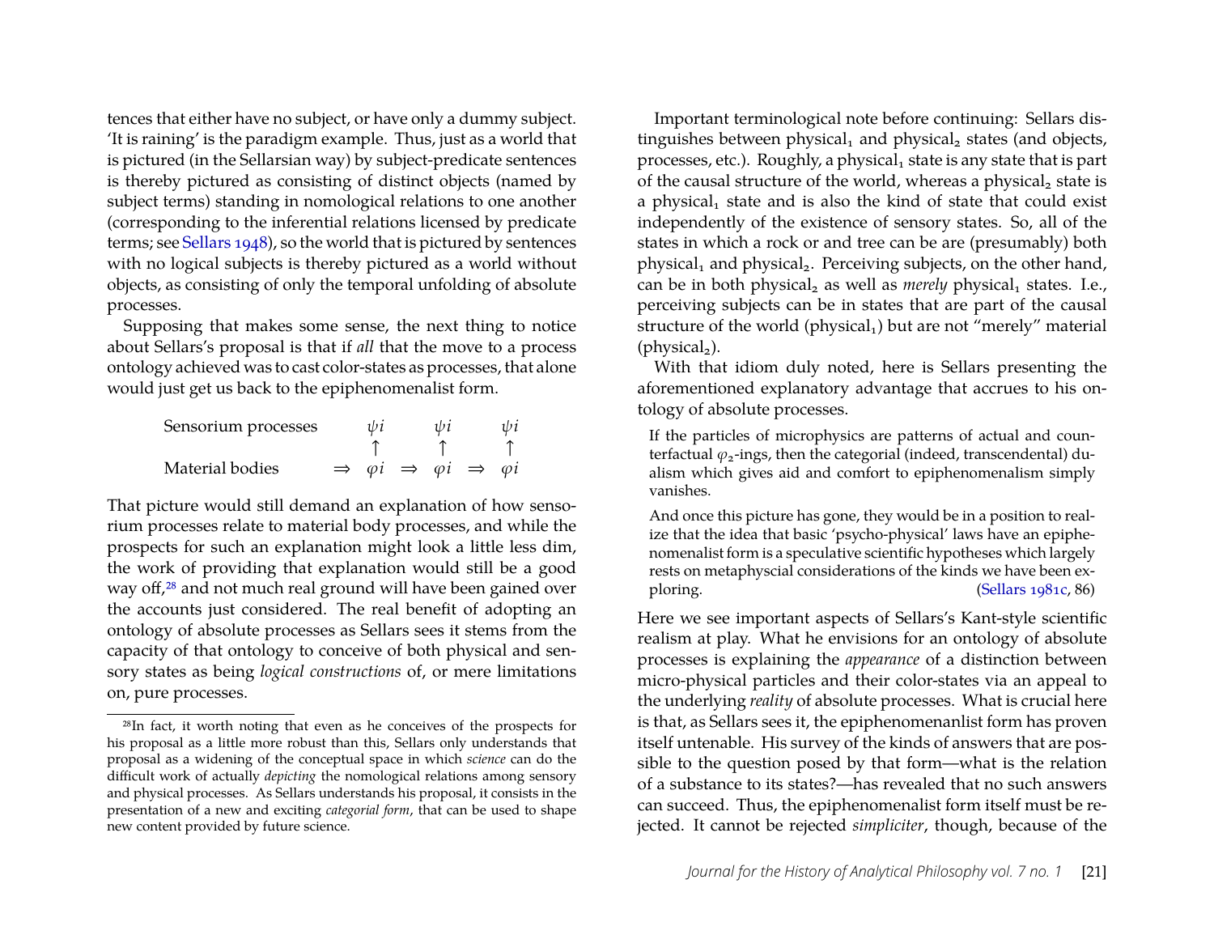tences that either have no subject, or have only a dummy subject. 'It is raining' is the paradigm example. Thus, just as a world that is pictured (in the Sellarsian way) by subject-predicate sentences is thereby pictured as consisting of distinct objects (named by subject terms) standing in nomological relations to one another (corresponding to the inferential relations licensed by predicate terms; see Sellars 1948), so the world that is pictured by sentences with no logical subjects is thereby pictured as a world without objects, as consisting of only the temporal unfolding of absolute processes.

Supposing that makes some sense, the next thing to notice about Sellars's proposal is that if *all* that the move to a process ontology achieved was to cast color-states as processes, that alone would just get us back to the epiphenomenalist form.

$$
\begin{array}{lccccccc}
\text{Sensorium processes} & & \psi i & & \psi i & & \psi i \\
 & & \uparrow & & \uparrow & & \uparrow \\
\text{Material bodies} & \Rightarrow & \varphi i & \Rightarrow & \varphi i & \Rightarrow & \varphi i
\end{array}
$$

That picture would still demand an explanation of how sensorium processes relate to material body processes, and while the prospects for such an explanation might look a little less dim, the work of providing that explanation would still be a good way off,[28] and not much real ground will have been gained over the accounts just considered. The real benefit of adopting an ontology of absolute processes as Sellars sees it stems from the capacity of that ontology to conceive of both physical and sensory states as being *logical constructions* of, or mere limitations on, pure processes.

[28] In fact, it worth noting that even as he conceives of the prospects for his proposal as a little more robust than this, Sellars only understands that proposal as a widening of the conceptual space in which *science* can do the difficult work of actually *depicting* the nomological relations among sensory and physical processes. As Sellars understands his proposal, it consists in the presentation of a new and exciting *categorial form*, that can be used to shape new content provided by future science.

Important terminological note before continuing: Sellars distinguishes between physical$_1$ and physical$_2$ states (and objects, processes, etc.). Roughly, a physical$_1$ state is any state that is part of the causal structure of the world, whereas a physical$_2$ state is a physical$_1$ state and is also the kind of state that could exist independently of the existence of sensory states. So, all of the states in which a rock or and tree can be are (presumably) both physical$_1$ and physical$_2$. Perceiving subjects, on the other hand, can be in both physical$_2$ as well as *merely* physical$_1$ states. I.e., perceiving subjects can be in states that are part of the causal structure of the world (physical$_1$) but are not "merely" material (physical$_2$).

With that idiom duly noted, here is Sellars presenting the aforementioned explanatory advantage that accrues to his ontology of absolute processes.

> If the particles of microphysics are patterns of actual and counterfactual $\varphi_2$-ings, then the categorial (indeed, transcendental) dualism which gives aid and comfort to epiphenomenalism simply vanishes.
>
> And once this picture has gone, they would be in a position to realize that the idea that basic 'psycho-physical' laws have an epiphenomenalist form is a speculative scientific hypotheses which largely rests on metaphyscial considerations of the kinds we have been exploring. (Sellars 1981c, 86)

Here we see important aspects of Sellars's Kant-style scientific realism at play. What he envisions for an ontology of absolute processes is explaining the *appearance* of a distinction between micro-physical particles and their color-states via an appeal to the underlying *reality* of absolute processes. What is crucial here is that, as Sellars sees it, the epiphenomenanlist form has proven itself untenable. His survey of the kinds of answers that are possible to the question posed by that form—what is the relation of a substance to its states?—has revealed that no such answers can succeed. Thus, the epiphenomenalist form itself must be rejected. It cannot be rejected *simpliciter*, though, because of the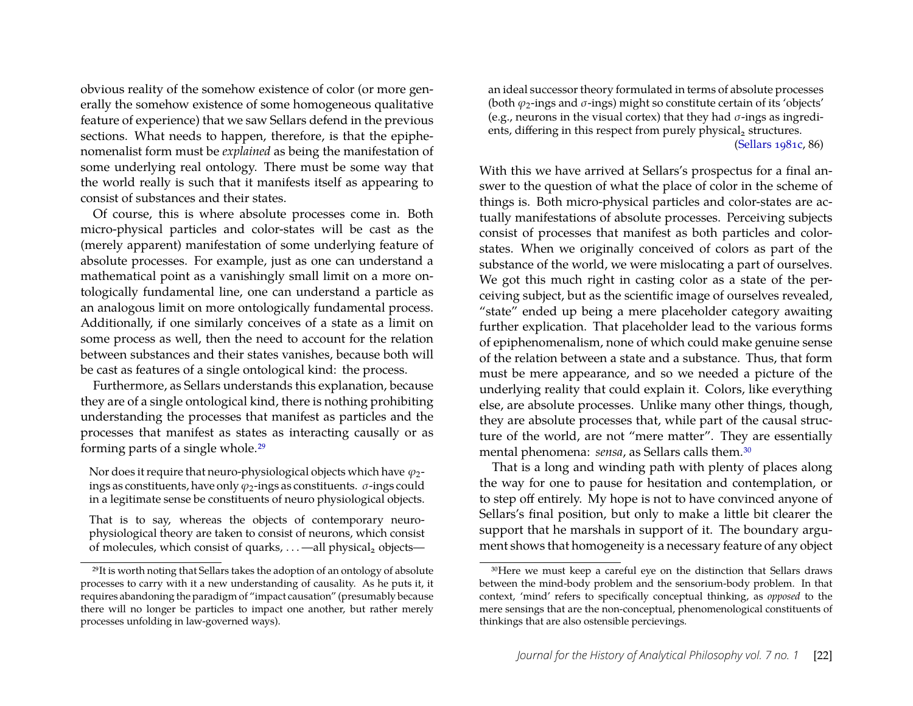obvious reality of the somehow existence of color (or more generally the somehow existence of some homogeneous qualitative feature of experience) that we saw Sellars defend in the previous sections. What needs to happen, therefore, is that the epiphenomenalist form must be *explained* as being the manifestation of some underlying real ontology. There must be some way that the world really is such that it manifests itself as appearing to consist of substances and their states.

Of course, this is where absolute processes come in. Both micro-physical particles and color-states will be cast as the (merely apparent) manifestation of some underlying feature of absolute processes. For example, just as one can understand a mathematical point as a vanishingly small limit on a more ontologically fundamental line, one can understand a particle as an analogous limit on more ontologically fundamental process. Additionally, if one similarly conceives of a state as a limit on some process as well, then the need to account for the relation between substances and their states vanishes, because both will be cast as features of a single ontological kind: the process.

Furthermore, as Sellars understands this explanation, because they are of a single ontological kind, there is nothing prohibiting understanding the processes that manifest as particles and the processes that manifest as states as interacting causally or as forming parts of a single whole.[29]

> Nor does it require that neuro-physiological objects which have $\varphi_2$-ings as constituents, have only $\varphi_2$-ings as constituents. $\sigma$-ings could in a legitimate sense be constituents of neuro physiological objects.
>
> That is to say, whereas the objects of contemporary neurophysiological theory are taken to consist of neurons, which consist of molecules, which consist of quarks, . . . —all physical$_2$ objects—an ideal successor theory formulated in terms of absolute processes (both $\varphi_2$-ings and $\sigma$-ings) might so constitute certain of its 'objects' (e.g., neurons in the visual cortex) that they had $\sigma$-ings as ingredients, differing in this respect from purely physical$_2$ structures. (Sellars 1981c, 86)

With this we have arrived at Sellars's prospectus for a final answer to the question of what the place of color in the scheme of things is. Both micro-physical particles and color-states are actually manifestations of absolute processes. Perceiving subjects consist of processes that manifest as both particles and color-states. When we originally conceived of colors as part of the substance of the world, we were mislocating a part of ourselves. We got this much right in casting color as a state of the perceiving subject, but as the scientific image of ourselves revealed, "state" ended up being a mere placeholder category awaiting further explication. That placeholder lead to the various forms of epiphenomenalism, none of which could make genuine sense of the relation between a state and a substance. Thus, that form must be mere appearance, and so we needed a picture of the underlying reality that could explain it. Colors, like everything else, are absolute processes. Unlike many other things, though, they are absolute processes that, while part of the causal structure of the world, are not "mere matter". They are essentially mental phenomena: *sensa*, as Sellars calls them.[30]

That is a long and winding path with plenty of places along the way for one to pause for hesitation and contemplation, or to step off entirely. My hope is not to have convinced anyone of Sellars's final position, but only to make a little bit clearer the support that he marshals in support of it. The boundary argument shows that homogeneity is a necessary feature of any object

---

[29] It is worth noting that Sellars takes the adoption of an ontology of absolute processes to carry with it a new understanding of causality. As he puts it, it requires abandoning the paradigm of "impact causation" (presumably because there will no longer be particles to impact one another, but rather merely processes unfolding in law-governed ways).

[30] Here we must keep a careful eye on the distinction that Sellars draws between the mind-body problem and the sensorium-body problem. In that context, 'mind' refers to specifically conceptual thinking, as *opposed* to the mere sensings that are the non-conceptual, phenomenological constituents of thinkings that are also ostensible percievings.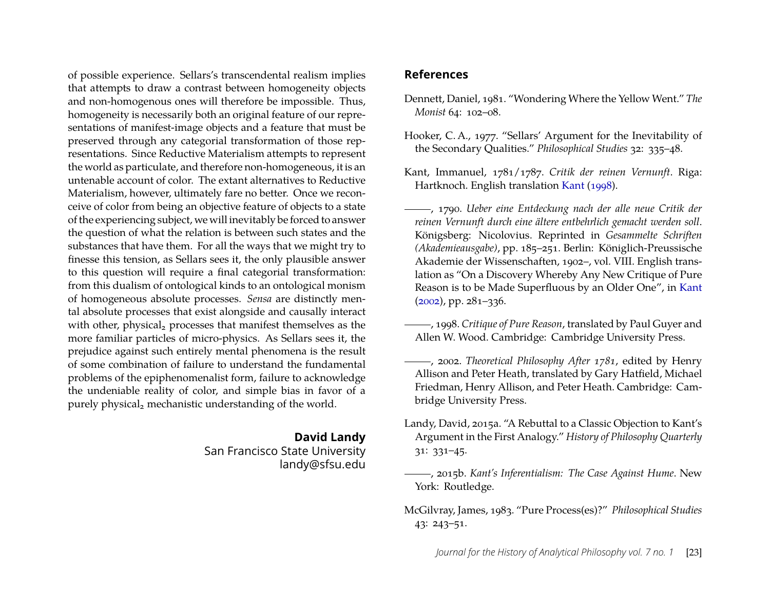of possible experience. Sellars's transcendental realism implies that attempts to draw a contrast between homogeneity objects and non-homogenous ones will therefore be impossible. Thus, homogeneity is necessarily both an original feature of our representations of manifest-image objects and a feature that must be preserved through any categorial transformation of those representations. Since Reductive Materialism attempts to represent the world as particulate, and therefore non-homogeneous, it is an untenable account of color. The extant alternatives to Reductive Materialism, however, ultimately fare no better. Once we reconceive of color from being an objective feature of objects to a state of the experiencing subject, we will inevitably be forced to answer the question of what the relation is between such states and the substances that have them. For all the ways that we might try to finesse this tension, as Sellars sees it, the only plausible answer to this question will require a final categorial transformation: from this dualism of ontological kinds to an ontological monism of homogeneous absolute processes. *Sensa* are distinctly mental absolute processes that exist alongside and causally interact with other, physical$_2$ processes that manifest themselves as the more familiar particles of micro-physics. As Sellars sees it, the prejudice against such entirely mental phenomena is the result of some combination of failure to understand the fundamental problems of the epiphenomenalist form, failure to acknowledge the undeniable reality of color, and simple bias in favor of a purely physical$_2$ mechanistic understanding of the world.

**David Landy**
San Francisco State University
landy@sfsu.edu

## References

Dennett, Daniel, 1981. "Wondering Where the Yellow Went." *The Monist* 64: 102–08.

Hooker, C. A., 1977. "Sellars' Argument for the Inevitability of the Secondary Qualities." *Philosophical Studies* 32: 335–48.

Kant, Immanuel, 1781/1787. *Critik der reinen Vernunft*. Riga: Hartknoch. English translation Kant (1998).

———, 1790. *Ueber eine Entdeckung nach der alle neue Critik der reinen Vernunft durch eine ältere entbehrlich gemacht werden soll*. Königsberg: Nicolovius. Reprinted in *Gesammelte Schriften (Akademieausgabe)*, pp. 185–251. Berlin: Königlich-Preussische Akademie der Wissenschaften, 1902–, vol. VIII. English translation as "On a Discovery Whereby Any New Critique of Pure Reason is to be Made Superfluous by an Older One", in Kant (2002), pp. 281–336.

———, 1998. *Critique of Pure Reason*, translated by Paul Guyer and Allen W. Wood. Cambridge: Cambridge University Press.

———, 2002. *Theoretical Philosophy After 1781*, edited by Henry Allison and Peter Heath, translated by Gary Hatfield, Michael Friedman, Henry Allison, and Peter Heath. Cambridge: Cambridge University Press.

Landy, David, 2015a. "A Rebuttal to a Classic Objection to Kant's Argument in the First Analogy." *History of Philosophy Quarterly* 31: 331–45.

———, 2015b. *Kant's Inferentialism: The Case Against Hume*. New York: Routledge.

McGilvray, James, 1983. "Pure Process(es)?" *Philosophical Studies* 43: 243–51.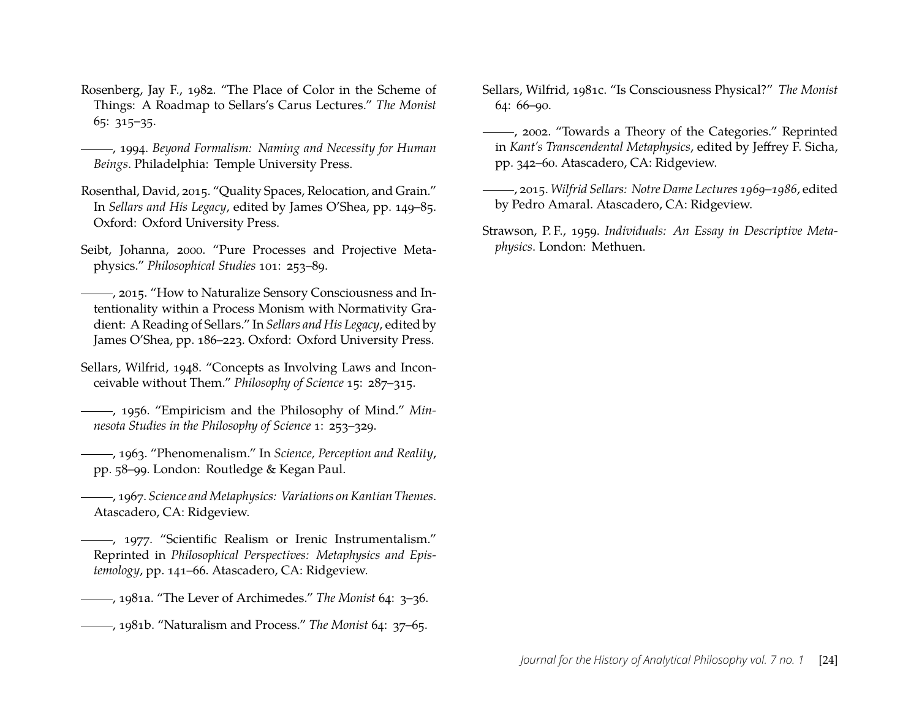Rosenberg, Jay F., 1982. "The Place of Color in the Scheme of Things: A Roadmap to Sellars's Carus Lectures." *The Monist* 65: 315–35.

———, 1994. *Beyond Formalism: Naming and Necessity for Human Beings*. Philadelphia: Temple University Press.

Rosenthal, David, 2015. "Quality Spaces, Relocation, and Grain." In *Sellars and His Legacy*, edited by James O'Shea, pp. 149–85. Oxford: Oxford University Press.

Seibt, Johanna, 2000. "Pure Processes and Projective Metaphysics." *Philosophical Studies* 101: 253–89.

———, 2015. "How to Naturalize Sensory Consciousness and Intentionality within a Process Monism with Normativity Gradient: A Reading of Sellars." In *Sellars and His Legacy*, edited by James O'Shea, pp. 186–223. Oxford: Oxford University Press.

Sellars, Wilfrid, 1948. "Concepts as Involving Laws and Inconceivable without Them." *Philosophy of Science* 15: 287–315.

———, 1956. "Empiricism and the Philosophy of Mind." *Minnesota Studies in the Philosophy of Science* 1: 253–329.

———, 1963. "Phenomenalism." In *Science, Perception and Reality*, pp. 58–99. London: Routledge & Kegan Paul.

———, 1967. *Science and Metaphysics: Variations on Kantian Themes*. Atascadero, CA: Ridgeview.

———, 1977. "Scientific Realism or Irenic Instrumentalism." Reprinted in *Philosophical Perspectives: Metaphysics and Epistemology*, pp. 141–66. Atascadero, CA: Ridgeview.

———, 1981a. "The Lever of Archimedes." *The Monist* 64: 3–36.

———, 1981b. "Naturalism and Process." *The Monist* 64: 37–65.

Sellars, Wilfrid, 1981c. "Is Consciousness Physical?" *The Monist* 64: 66–90.

———, 2002. "Towards a Theory of the Categories." Reprinted in *Kant's Transcendental Metaphysics*, edited by Jeffrey F. Sicha, pp. 342–60. Atascadero, CA: Ridgeview.

———, 2015. *Wilfrid Sellars: Notre Dame Lectures 1969–1986*, edited by Pedro Amaral. Atascadero, CA: Ridgeview.

Strawson, P. F., 1959. *Individuals: An Essay in Descriptive Metaphysics*. London: Methuen.